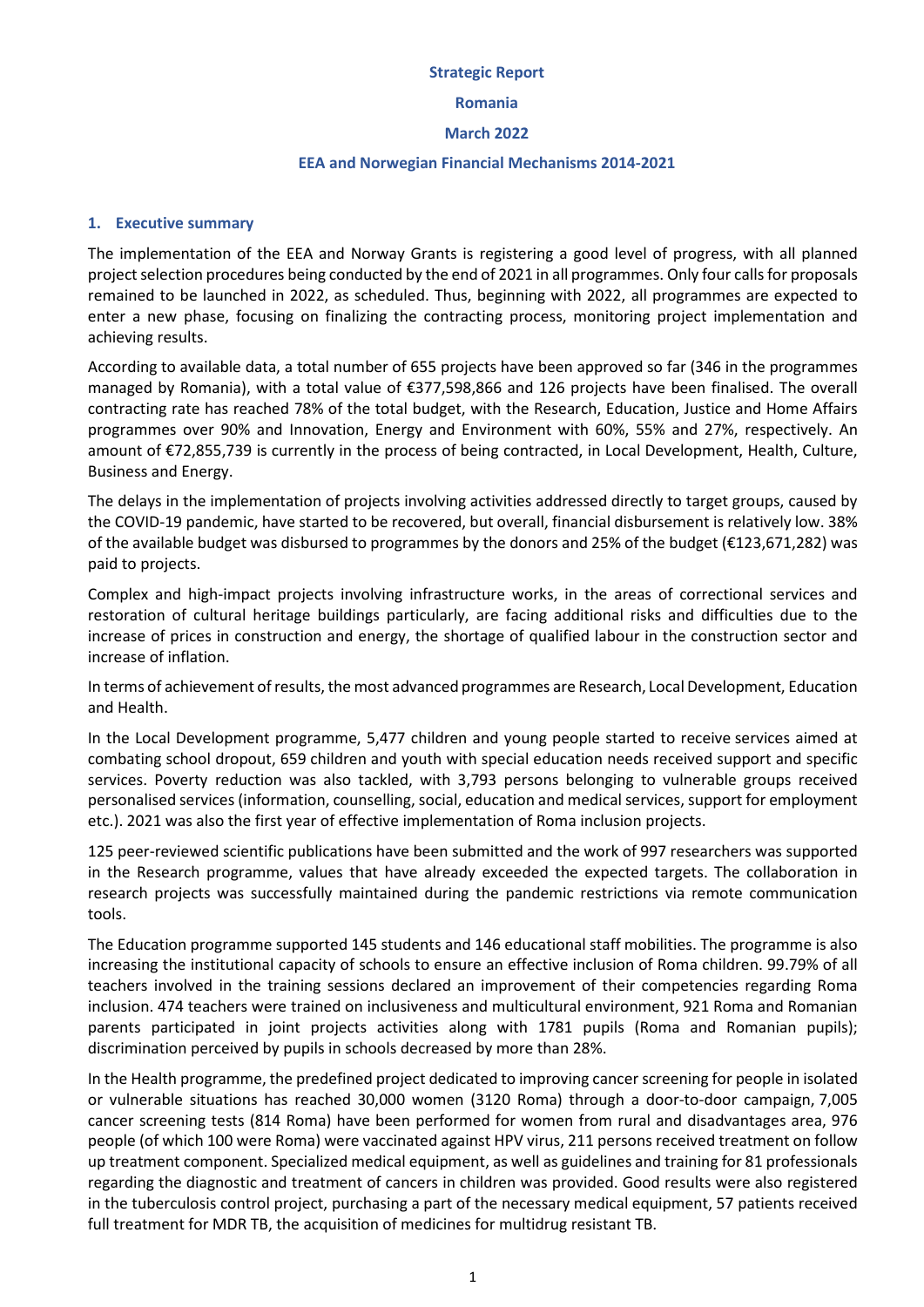**Strategic Report**

**Romania**

**March 2022**

**EEA and Norwegian Financial Mechanisms 2014-2021**

## 1. Executive summary

The implementation of the EEA and Norway Grants is registering a good level of progress, with all planned project selection procedures being conducted by the end of 2021 in all programmes. Only four calls for proposals remained to be launched in 2022, as scheduled. Thus, beginning with 2022, all programmes are expected to enter a new phase, focusing on finalizing the contracting process, monitoring project implementation and achieving results.

According to available data, a total number of 655 projects have been approved so far (346 in the programmes managed by Romania), with a total value of €377,598,866 and 126 projects have been finalised. The overall contracting rate has reached 78% of the total budget, with the Research, Education, Justice and Home Affairs programmes over 90% and Innovation, Energy and Environment with 60%, 55% and 27%, respectively. An amount of €72,855,739 is currently in the process of being contracted, in Local Development, Health, Culture, Business and Energy.

The delays in the implementation of projects involving activities addressed directly to target groups, caused by the COVID-19 pandemic, have started to be recovered, but overall, financial disbursement is relatively low. 38% of the available budget was disbursed to programmes by the donors and 25% of the budget (€123,671,282) was paid to projects.

Complex and high-impact projects involving infrastructure works, in the areas of correctional services and restoration of cultural heritage buildings particularly, are facing additional risks and difficulties due to the increase of prices in construction and energy, the shortage of qualified labour in the construction sector and increase of inflation.

In terms of achievement of results, the most advanced programmes are Research, Local Development, Education and Health.

In the Local Development programme, 5,477 children and young people started to receive services aimed at combating school dropout, 659 children and youth with special education needs received support and specific services. Poverty reduction was also tackled, with 3,793 persons belonging to vulnerable groups received personalised services (information, counselling, social, education and medical services, support for employment etc.). 2021 was also the first year of effective implementation of Roma inclusion projects.

125 peer-reviewed scientific publications have been submitted and the work of 997 researchers was supported in the Research programme, values that have already exceeded the expected targets. The collaboration in research projects was successfully maintained during the pandemic restrictions via remote communication tools.

The Education programme supported 145 students and 146 educational staff mobilities. The programme is also increasing the institutional capacity of schools to ensure an effective inclusion of Roma children. 99.79% of all teachers involved in the training sessions declared an improvement of their competencies regarding Roma inclusion. 474 teachers were trained on inclusiveness and multicultural environment, 921 Roma and Romanian parents participated in joint projects activities along with 1781 pupils (Roma and Romanian pupils); discrimination perceived by pupils in schools decreased by more than 28%.

In the Health programme, the predefined project dedicated to improving cancer screening for people in isolated or vulnerable situations has reached 30,000 women (3120 Roma) through a door-to-door campaign, 7,005 cancer screening tests (814 Roma) have been performed for women from rural and disadvantages area, 976 people (of which 100 were Roma) were vaccinated against HPV virus, 211 persons received treatment on follow up treatment component. Specialized medical equipment, as well as guidelines and training for 81 professionals regarding the diagnostic and treatment of cancers in children was provided. Good results were also registered in the tuberculosis control project, purchasing a part of the necessary medical equipment, 57 patients received full treatment for MDR TB, the acquisition of medicines for multidrug resistant TB.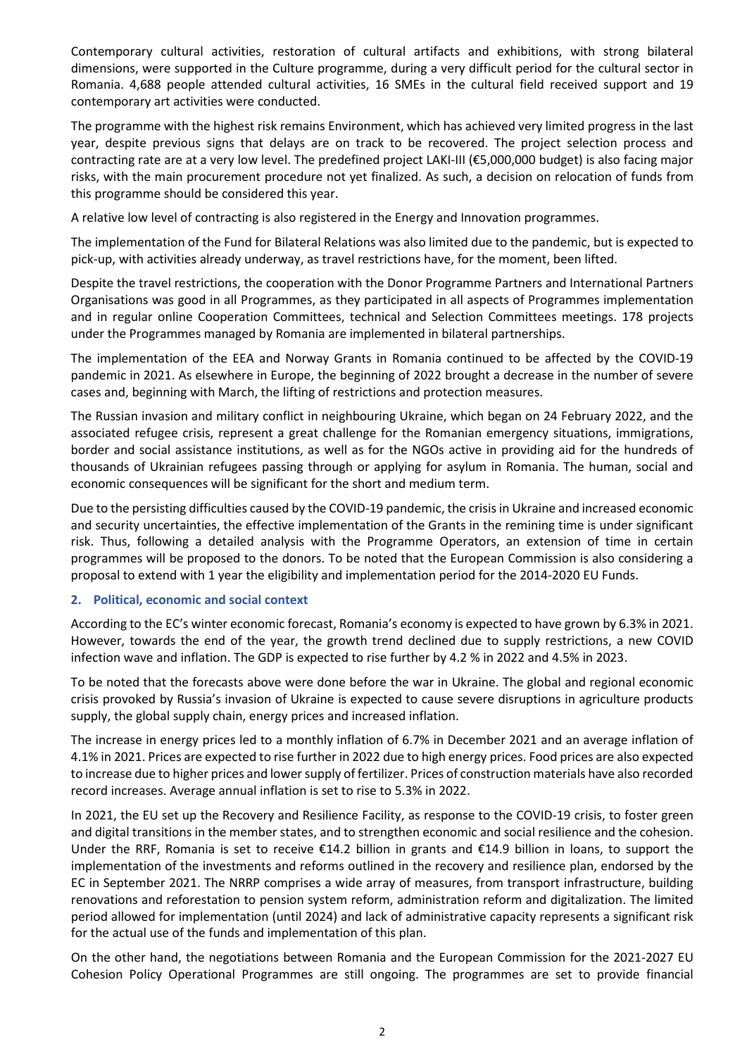Contemporary cultural activities, restoration of cultural artifacts and exhibitions, with strong bilateral dimensions, were supported in the Culture programme, during a very difficult period for the cultural sector in Romania. 4,688 people attended cultural activities, 16 SMEs in the cultural field received support and 19 contemporary art activities were conducted.

The programme with the highest risk remains Environment, which has achieved very limited progress in the last year, despite previous signs that delays are on track to be recovered. The project selection process and contracting rate are at a very low level. The predefined project LAKI-III (€5,000,000 budget) is also facing major risks, with the main procurement procedure not yet finalized. As such, a decision on relocation of funds from this programme should be considered this year.

A relative low level of contracting is also registered in the Energy and Innovation programmes.

The implementation of the Fund for Bilateral Relations was also limited due to the pandemic, but is expected to pick-up, with activities already underway, as travel restrictions have, for the moment, been lifted.

Despite the travel restrictions, the cooperation with the Donor Programme Partners and International Partners Organisations was good in all Programmes, as they participated in all aspects of Programmes implementation and in regular online Cooperation Committees, technical and Selection Committees meetings. 178 projects under the Programmes managed by Romania are implemented in bilateral partnerships.

The implementation of the EEA and Norway Grants in Romania continued to be affected by the COVID-19 pandemic in 2021. As elsewhere in Europe, the beginning of 2022 brought a decrease in the number of severe cases and, beginning with March, the lifting of restrictions and protection measures.

The Russian invasion and military conflict in neighbouring Ukraine, which began on 24 February 2022, and the associated refugee crisis, represent a great challenge for the Romanian emergency situations, immigrations, border and social assistance institutions, as well as for the NGOs active in providing aid for the hundreds of thousands of Ukrainian refugees passing through or applying for asylum in Romania. The human, social and economic consequences will be significant for the short and medium term.

Due to the persisting difficulties caused by the COVID-19 pandemic, the crisis in Ukraine and increased economic and security uncertainties, the effective implementation of the Grants in the remining time is under significant risk. Thus, following a detailed analysis with the Programme Operators, an extension of time in certain programmes will be proposed to the donors. To be noted that the European Commission is also considering a proposal to extend with 1 year the eligibility and implementation period for the 2014-2020 EU Funds.

## 2. Political, economic and social context

According to the EC's winter economic forecast, Romania's economy is expected to have grown by 6.3% in 2021. However, towards the end of the year, the growth trend declined due to supply restrictions, a new COVID infection wave and inflation. The GDP is expected to rise further by 4.2 % in 2022 and 4.5% in 2023.

To be noted that the forecasts above were done before the war in Ukraine. The global and regional economic crisis provoked by Russia's invasion of Ukraine is expected to cause severe disruptions in agriculture products supply, the global supply chain, energy prices and increased inflation.

The increase in energy prices led to a monthly inflation of 6.7% in December 2021 and an average inflation of 4.1% in 2021. Prices are expected to rise further in 2022 due to high energy prices. Food prices are also expected to increase due to higher prices and lower supply of fertilizer. Prices of construction materials have also recorded record increases. Average annual inflation is set to rise to 5.3% in 2022.

In 2021, the EU set up the Recovery and Resilience Facility, as response to the COVID-19 crisis, to foster green and digital transitions in the member states, and to strengthen economic and social resilience and the cohesion. Under the RRF, Romania is set to receive €14.2 billion in grants and €14.9 billion in loans, to support the implementation of the investments and reforms outlined in the recovery and resilience plan, endorsed by the EC in September 2021. The NRRP comprises a wide array of measures, from transport infrastructure, building renovations and reforestation to pension system reform, administration reform and digitalization. The limited period allowed for implementation (until 2024) and lack of administrative capacity represents a significant risk for the actual use of the funds and implementation of this plan.

On the other hand, the negotiations between Romania and the European Commission for the 2021-2027 EU Cohesion Policy Operational Programmes are still ongoing. The programmes are set to provide financial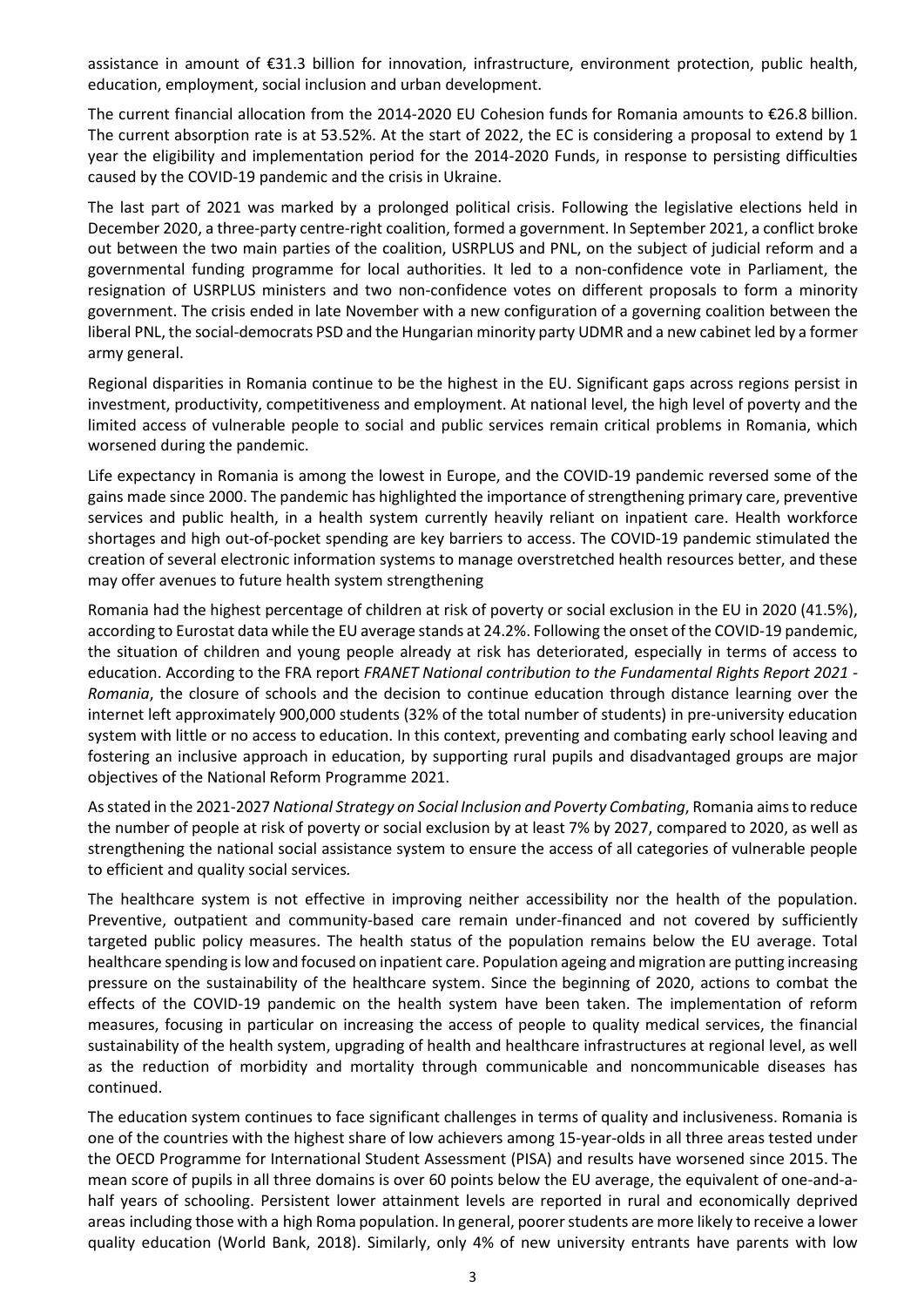assistance in amount of €31.3 billion for innovation, infrastructure, environment protection, public health, education, employment, social inclusion and urban development.

The current financial allocation from the 2014-2020 EU Cohesion funds for Romania amounts to €26.8 billion. The current absorption rate is at 53.52%. At the start of 2022, the EC is considering a proposal to extend by 1 year the eligibility and implementation period for the 2014-2020 Funds, in response to persisting difficulties caused by the COVID-19 pandemic and the crisis in Ukraine.

The last part of 2021 was marked by a prolonged political crisis. Following the legislative elections held in December 2020, a three-party centre-right coalition, formed a government. In September 2021, a conflict broke out between the two main parties of the coalition, USRPLUS and PNL, on the subject of judicial reform and a governmental funding programme for local authorities. It led to a non-confidence vote in Parliament, the resignation of USRPLUS ministers and two non-confidence votes on different proposals to form a minority government. The crisis ended in late November with a new configuration of a governing coalition between the liberal PNL, the social-democrats PSD and the Hungarian minority party UDMR and a new cabinet led by a former army general.

Regional disparities in Romania continue to be the highest in the EU. Significant gaps across regions persist in investment, productivity, competitiveness and employment. At national level, the high level of poverty and the limited access of vulnerable people to social and public services remain critical problems in Romania, which worsened during the pandemic.

Life expectancy in Romania is among the lowest in Europe, and the COVID-19 pandemic reversed some of the gains made since 2000. The pandemic has highlighted the importance of strengthening primary care, preventive services and public health, in a health system currently heavily reliant on inpatient care. Health workforce shortages and high out-of-pocket spending are key barriers to access. The COVID-19 pandemic stimulated the creation of several electronic information systems to manage overstretched health resources better, and these may offer avenues to future health system strengthening

Romania had the highest percentage of children at risk of poverty or social exclusion in the EU in 2020 (41.5%), according to Eurostat data while the EU average stands at 24.2%. Following the onset of the COVID-19 pandemic, the situation of children and young people already at risk has deteriorated, especially in terms of access to education. According to the FRA report *FRANET National contribution to the Fundamental Rights Report 2021 - Romania*, the closure of schools and the decision to continue education through distance learning over the internet left approximately 900,000 students (32% of the total number of students) in pre-university education system with little or no access to education. In this context, preventing and combating early school leaving and fostering an inclusive approach in education, by supporting rural pupils and disadvantaged groups are major objectives of the National Reform Programme 2021.

As stated in the 2021-2027 *National Strategy on Social Inclusion and Poverty Combating*, Romania aims to reduce the number of people at risk of poverty or social exclusion by at least 7% by 2027, compared to 2020, as well as strengthening the national social assistance system to ensure the access of all categories of vulnerable people to efficient and quality social services.

The healthcare system is not effective in improving neither accessibility nor the health of the population. Preventive, outpatient and community-based care remain under-financed and not covered by sufficiently targeted public policy measures. The health status of the population remains below the EU average. Total healthcare spending is low and focused on inpatient care. Population ageing and migration are putting increasing pressure on the sustainability of the healthcare system. Since the beginning of 2020, actions to combat the effects of the COVID-19 pandemic on the health system have been taken. The implementation of reform measures, focusing in particular on increasing the access of people to quality medical services, the financial sustainability of the health system, upgrading of health and healthcare infrastructures at regional level, as well as the reduction of morbidity and mortality through communicable and noncommunicable diseases has continued.

The education system continues to face significant challenges in terms of quality and inclusiveness. Romania is one of the countries with the highest share of low achievers among 15-year-olds in all three areas tested under the OECD Programme for International Student Assessment (PISA) and results have worsened since 2015. The mean score of pupils in all three domains is over 60 points below the EU average, the equivalent of one-and-a-half years of schooling. Persistent lower attainment levels are reported in rural and economically deprived areas including those with a high Roma population. In general, poorer students are more likely to receive a lower quality education (World Bank, 2018). Similarly, only 4% of new university entrants have parents with low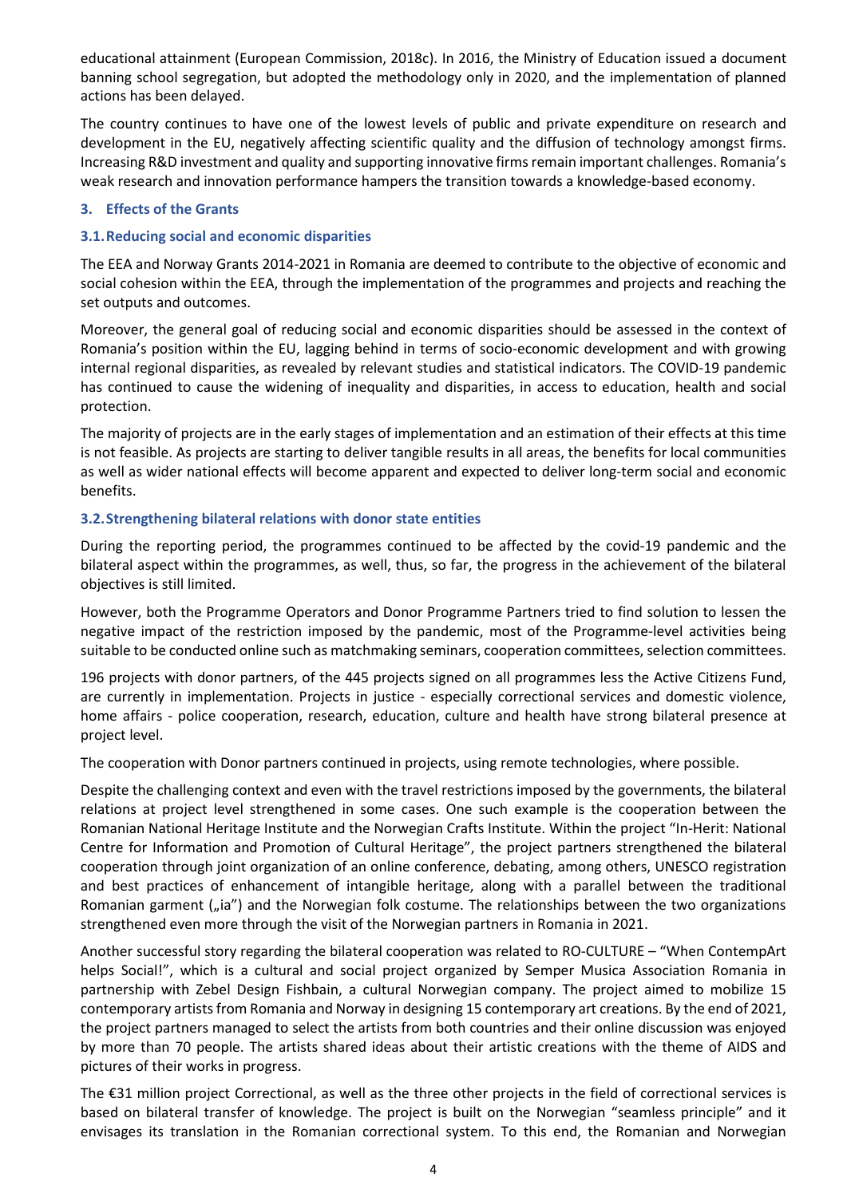educational attainment (European Commission, 2018c). In 2016, the Ministry of Education issued a document banning school segregation, but adopted the methodology only in 2020, and the implementation of planned actions has been delayed.

The country continues to have one of the lowest levels of public and private expenditure on research and development in the EU, negatively affecting scientific quality and the diffusion of technology amongst firms. Increasing R&D investment and quality and supporting innovative firms remain important challenges. Romania's weak research and innovation performance hampers the transition towards a knowledge-based economy.

## 3. Effects of the Grants

### 3.1. Reducing social and economic disparities

The EEA and Norway Grants 2014-2021 in Romania are deemed to contribute to the objective of economic and social cohesion within the EEA, through the implementation of the programmes and projects and reaching the set outputs and outcomes.

Moreover, the general goal of reducing social and economic disparities should be assessed in the context of Romania's position within the EU, lagging behind in terms of socio-economic development and with growing internal regional disparities, as revealed by relevant studies and statistical indicators. The COVID-19 pandemic has continued to cause the widening of inequality and disparities, in access to education, health and social protection.

The majority of projects are in the early stages of implementation and an estimation of their effects at this time is not feasible. As projects are starting to deliver tangible results in all areas, the benefits for local communities as well as wider national effects will become apparent and expected to deliver long-term social and economic benefits.

### 3.2. Strengthening bilateral relations with donor state entities

During the reporting period, the programmes continued to be affected by the covid-19 pandemic and the bilateral aspect within the programmes, as well, thus, so far, the progress in the achievement of the bilateral objectives is still limited.

However, both the Programme Operators and Donor Programme Partners tried to find solution to lessen the negative impact of the restriction imposed by the pandemic, most of the Programme-level activities being suitable to be conducted online such as matchmaking seminars, cooperation committees, selection committees.

196 projects with donor partners, of the 445 projects signed on all programmes less the Active Citizens Fund, are currently in implementation. Projects in justice - especially correctional services and domestic violence, home affairs - police cooperation, research, education, culture and health have strong bilateral presence at project level.

The cooperation with Donor partners continued in projects, using remote technologies, where possible.

Despite the challenging context and even with the travel restrictions imposed by the governments, the bilateral relations at project level strengthened in some cases. One such example is the cooperation between the Romanian National Heritage Institute and the Norwegian Crafts Institute. Within the project "In-Herit: National Centre for Information and Promotion of Cultural Heritage", the project partners strengthened the bilateral cooperation through joint organization of an online conference, debating, among others, UNESCO registration and best practices of enhancement of intangible heritage, along with a parallel between the traditional Romanian garment („ia") and the Norwegian folk costume. The relationships between the two organizations strengthened even more through the visit of the Norwegian partners in Romania in 2021.

Another successful story regarding the bilateral cooperation was related to RO-CULTURE – "When ContempArt helps Social!", which is a cultural and social project organized by Semper Musica Association Romania in partnership with Zebel Design Fishbain, a cultural Norwegian company. The project aimed to mobilize 15 contemporary artists from Romania and Norway in designing 15 contemporary art creations. By the end of 2021, the project partners managed to select the artists from both countries and their online discussion was enjoyed by more than 70 people. The artists shared ideas about their artistic creations with the theme of AIDS and pictures of their works in progress.

The €31 million project Correctional, as well as the three other projects in the field of correctional services is based on bilateral transfer of knowledge. The project is built on the Norwegian "seamless principle" and it envisages its translation in the Romanian correctional system. To this end, the Romanian and Norwegian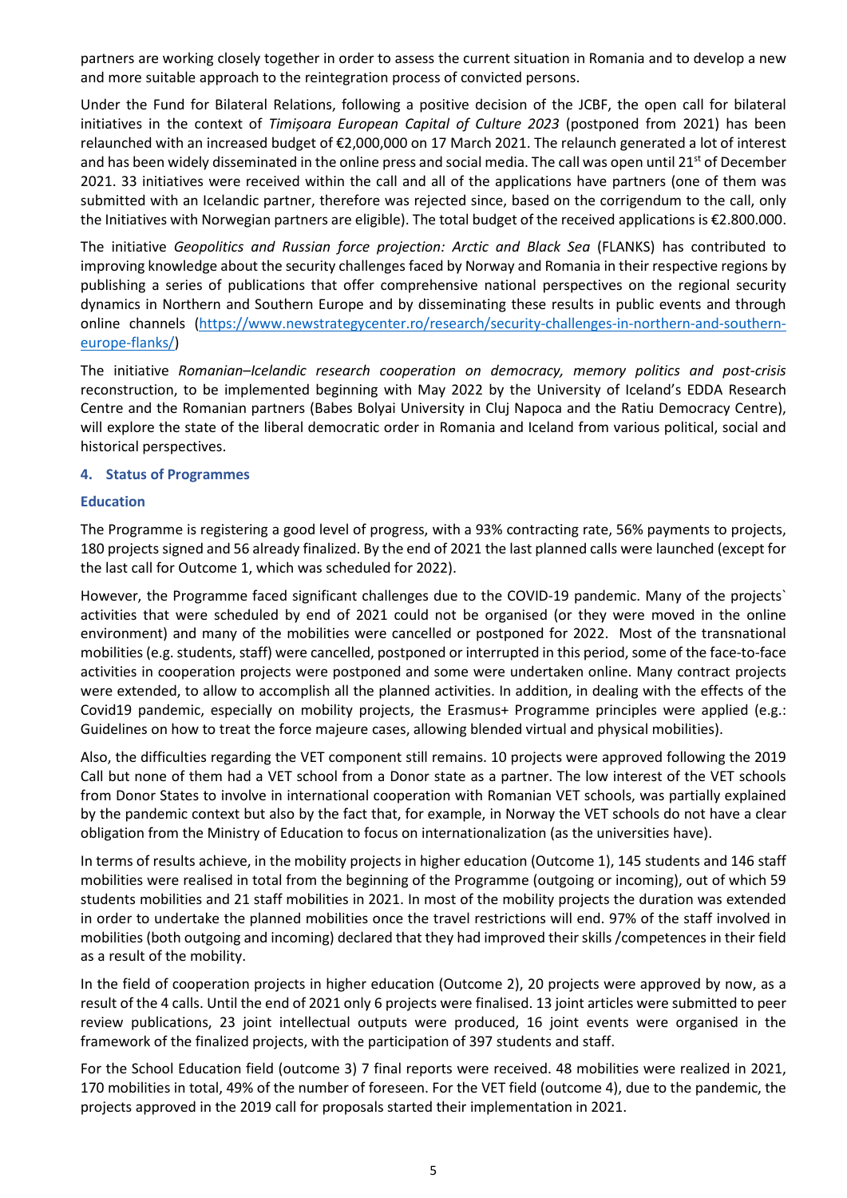partners are working closely together in order to assess the current situation in Romania and to develop a new and more suitable approach to the reintegration process of convicted persons.

Under the Fund for Bilateral Relations, following a positive decision of the JCBF, the open call for bilateral initiatives in the context of *Timișoara European Capital of Culture 2023* (postponed from 2021) has been relaunched with an increased budget of €2,000,000 on 17 March 2021. The relaunch generated a lot of interest and has been widely disseminated in the online press and social media. The call was open until 21st of December 2021. 33 initiatives were received within the call and all of the applications have partners (one of them was submitted with an Icelandic partner, therefore was rejected since, based on the corrigendum to the call, only the Initiatives with Norwegian partners are eligible). The total budget of the received applications is €2.800.000.

The initiative *Geopolitics and Russian force projection: Arctic and Black Sea* (FLANKS) has contributed to improving knowledge about the security challenges faced by Norway and Romania in their respective regions by publishing a series of publications that offer comprehensive national perspectives on the regional security dynamics in Northern and Southern Europe and by disseminating these results in public events and through online channels (https://www.newstrategycenter.ro/research/security-challenges-in-northern-and-southern-europe-flanks/)

The initiative *Romanian–Icelandic research cooperation on democracy, memory politics and post-crisis* reconstruction, to be implemented beginning with May 2022 by the University of Iceland's EDDA Research Centre and the Romanian partners (Babes Bolyai University in Cluj Napoca and the Ratiu Democracy Centre), will explore the state of the liberal democratic order in Romania and Iceland from various political, social and historical perspectives.

## 4. Status of Programmes

### Education

The Programme is registering a good level of progress, with a 93% contracting rate, 56% payments to projects, 180 projects signed and 56 already finalized. By the end of 2021 the last planned calls were launched (except for the last call for Outcome 1, which was scheduled for 2022).

However, the Programme faced significant challenges due to the COVID-19 pandemic. Many of the projects` activities that were scheduled by end of 2021 could not be organised (or they were moved in the online environment) and many of the mobilities were cancelled or postponed for 2022. Most of the transnational mobilities (e.g. students, staff) were cancelled, postponed or interrupted in this period, some of the face-to-face activities in cooperation projects were postponed and some were undertaken online. Many contract projects were extended, to allow to accomplish all the planned activities. In addition, in dealing with the effects of the Covid19 pandemic, especially on mobility projects, the Erasmus+ Programme principles were applied (e.g.: Guidelines on how to treat the force majeure cases, allowing blended virtual and physical mobilities).

Also, the difficulties regarding the VET component still remains. 10 projects were approved following the 2019 Call but none of them had a VET school from a Donor state as a partner. The low interest of the VET schools from Donor States to involve in international cooperation with Romanian VET schools, was partially explained by the pandemic context but also by the fact that, for example, in Norway the VET schools do not have a clear obligation from the Ministry of Education to focus on internationalization (as the universities have).

In terms of results achieve, in the mobility projects in higher education (Outcome 1), 145 students and 146 staff mobilities were realised in total from the beginning of the Programme (outgoing or incoming), out of which 59 students mobilities and 21 staff mobilities in 2021. In most of the mobility projects the duration was extended in order to undertake the planned mobilities once the travel restrictions will end. 97% of the staff involved in mobilities (both outgoing and incoming) declared that they had improved their skills /competences in their field as a result of the mobility.

In the field of cooperation projects in higher education (Outcome 2), 20 projects were approved by now, as a result of the 4 calls. Until the end of 2021 only 6 projects were finalised. 13 joint articles were submitted to peer review publications, 23 joint intellectual outputs were produced, 16 joint events were organised in the framework of the finalized projects, with the participation of 397 students and staff.

For the School Education field (outcome 3) 7 final reports were received. 48 mobilities were realized in 2021, 170 mobilities in total, 49% of the number of foreseen. For the VET field (outcome 4), due to the pandemic, the projects approved in the 2019 call for proposals started their implementation in 2021.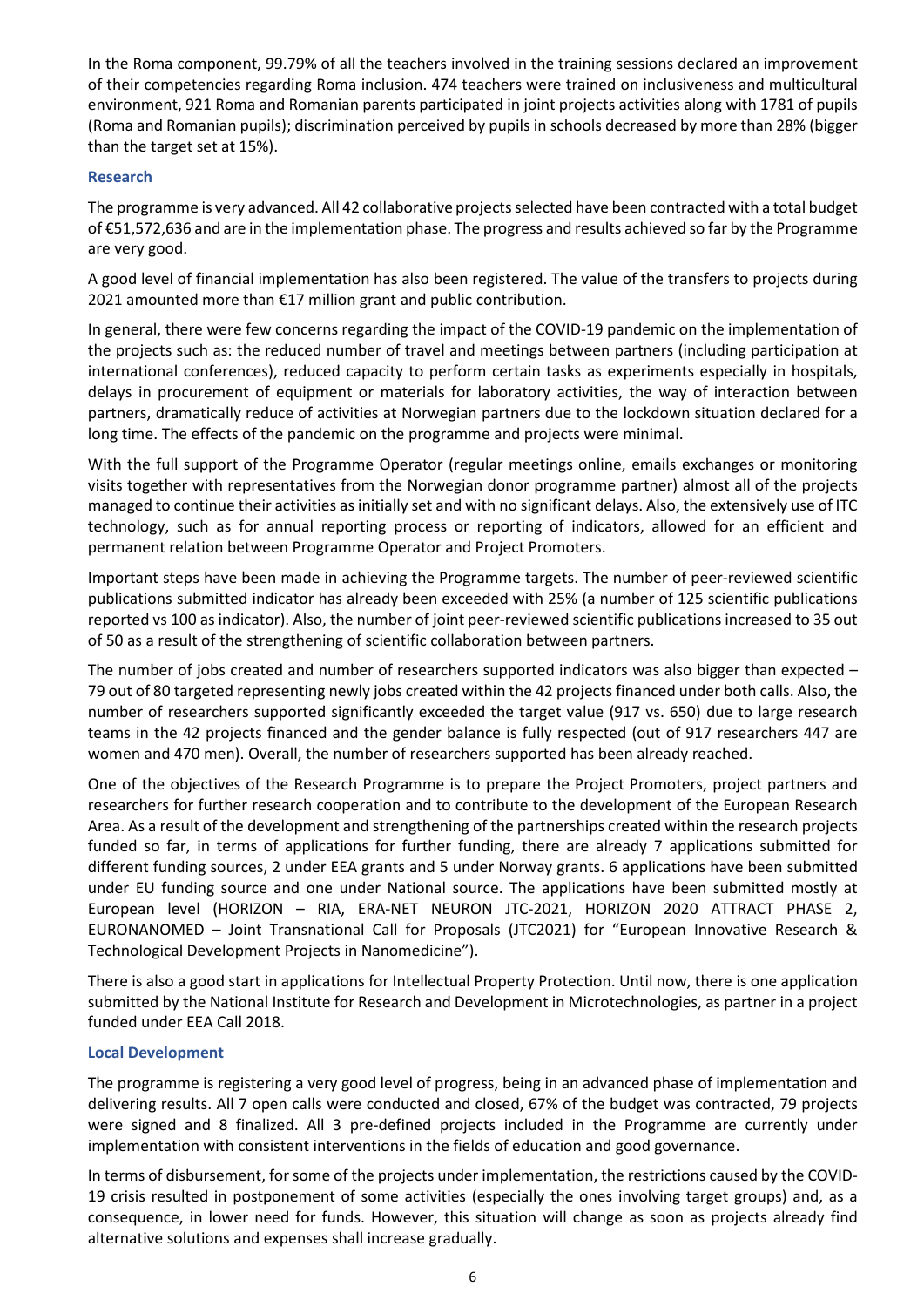In the Roma component, 99.79% of all the teachers involved in the training sessions declared an improvement of their competencies regarding Roma inclusion. 474 teachers were trained on inclusiveness and multicultural environment, 921 Roma and Romanian parents participated in joint projects activities along with 1781 of pupils (Roma and Romanian pupils); discrimination perceived by pupils in schools decreased by more than 28% (bigger than the target set at 15%).

### Research

The programme is very advanced. All 42 collaborative projects selected have been contracted with a total budget of €51,572,636 and are in the implementation phase. The progress and results achieved so far by the Programme are very good.

A good level of financial implementation has also been registered. The value of the transfers to projects during 2021 amounted more than €17 million grant and public contribution.

In general, there were few concerns regarding the impact of the COVID-19 pandemic on the implementation of the projects such as: the reduced number of travel and meetings between partners (including participation at international conferences), reduced capacity to perform certain tasks as experiments especially in hospitals, delays in procurement of equipment or materials for laboratory activities, the way of interaction between partners, dramatically reduce of activities at Norwegian partners due to the lockdown situation declared for a long time. The effects of the pandemic on the programme and projects were minimal.

With the full support of the Programme Operator (regular meetings online, emails exchanges or monitoring visits together with representatives from the Norwegian donor programme partner) almost all of the projects managed to continue their activities as initially set and with no significant delays. Also, the extensively use of ITC technology, such as for annual reporting process or reporting of indicators, allowed for an efficient and permanent relation between Programme Operator and Project Promoters.

Important steps have been made in achieving the Programme targets. The number of peer-reviewed scientific publications submitted indicator has already been exceeded with 25% (a number of 125 scientific publications reported vs 100 as indicator). Also, the number of joint peer-reviewed scientific publications increased to 35 out of 50 as a result of the strengthening of scientific collaboration between partners.

The number of jobs created and number of researchers supported indicators was also bigger than expected – 79 out of 80 targeted representing newly jobs created within the 42 projects financed under both calls. Also, the number of researchers supported significantly exceeded the target value (917 vs. 650) due to large research teams in the 42 projects financed and the gender balance is fully respected (out of 917 researchers 447 are women and 470 men). Overall, the number of researchers supported has been already reached.

One of the objectives of the Research Programme is to prepare the Project Promoters, project partners and researchers for further research cooperation and to contribute to the development of the European Research Area. As a result of the development and strengthening of the partnerships created within the research projects funded so far, in terms of applications for further funding, there are already 7 applications submitted for different funding sources, 2 under EEA grants and 5 under Norway grants. 6 applications have been submitted under EU funding source and one under National source. The applications have been submitted mostly at European level (HORIZON – RIA, ERA-NET NEURON JTC-2021, HORIZON 2020 ATTRACT PHASE 2, EURONANOMED – Joint Transnational Call for Proposals (JTC2021) for "European Innovative Research & Technological Development Projects in Nanomedicine").

There is also a good start in applications for Intellectual Property Protection. Until now, there is one application submitted by the National Institute for Research and Development in Microtechnologies, as partner in a project funded under EEA Call 2018.

### Local Development

The programme is registering a very good level of progress, being in an advanced phase of implementation and delivering results. All 7 open calls were conducted and closed, 67% of the budget was contracted, 79 projects were signed and 8 finalized. All 3 pre-defined projects included in the Programme are currently under implementation with consistent interventions in the fields of education and good governance.

In terms of disbursement, for some of the projects under implementation, the restrictions caused by the COVID-19 crisis resulted in postponement of some activities (especially the ones involving target groups) and, as a consequence, in lower need for funds. However, this situation will change as soon as projects already find alternative solutions and expenses shall increase gradually.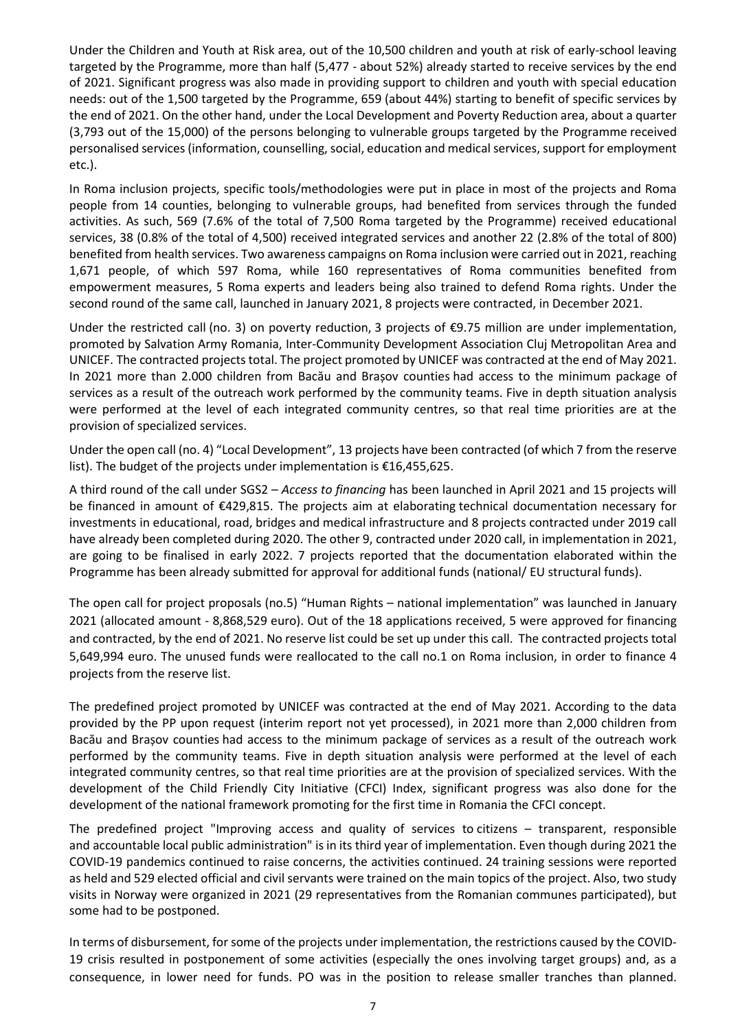Under the Children and Youth at Risk area, out of the 10,500 children and youth at risk of early-school leaving targeted by the Programme, more than half (5,477 - about 52%) already started to receive services by the end of 2021. Significant progress was also made in providing support to children and youth with special education needs: out of the 1,500 targeted by the Programme, 659 (about 44%) starting to benefit of specific services by the end of 2021. On the other hand, under the Local Development and Poverty Reduction area, about a quarter (3,793 out of the 15,000) of the persons belonging to vulnerable groups targeted by the Programme received personalised services (information, counselling, social, education and medical services, support for employment etc.).

In Roma inclusion projects, specific tools/methodologies were put in place in most of the projects and Roma people from 14 counties, belonging to vulnerable groups, had benefited from services through the funded activities. As such, 569 (7.6% of the total of 7,500 Roma targeted by the Programme) received educational services, 38 (0.8% of the total of 4,500) received integrated services and another 22 (2.8% of the total of 800) benefited from health services. Two awareness campaigns on Roma inclusion were carried out in 2021, reaching 1,671 people, of which 597 Roma, while 160 representatives of Roma communities benefited from empowerment measures, 5 Roma experts and leaders being also trained to defend Roma rights. Under the second round of the same call, launched in January 2021, 8 projects were contracted, in December 2021.

Under the restricted call (no. 3) on poverty reduction, 3 projects of €9.75 million are under implementation, promoted by Salvation Army Romania, Inter-Community Development Association Cluj Metropolitan Area and UNICEF. The contracted projects total. The project promoted by UNICEF was contracted at the end of May 2021. In 2021 more than 2.000 children from Bacău and Brașov counties had access to the minimum package of services as a result of the outreach work performed by the community teams. Five in depth situation analysis were performed at the level of each integrated community centres, so that real time priorities are at the provision of specialized services.

Under the open call (no. 4) "Local Development", 13 projects have been contracted (of which 7 from the reserve list). The budget of the projects under implementation is €16,455,625.

A third round of the call under SGS2 – *Access to financing* has been launched in April 2021 and 15 projects will be financed in amount of €429,815. The projects aim at elaborating technical documentation necessary for investments in educational, road, bridges and medical infrastructure and 8 projects contracted under 2019 call have already been completed during 2020. The other 9, contracted under 2020 call, in implementation in 2021, are going to be finalised in early 2022. 7 projects reported that the documentation elaborated within the Programme has been already submitted for approval for additional funds (national/ EU structural funds).

The open call for project proposals (no.5) "Human Rights – national implementation" was launched in January 2021 (allocated amount - 8,868,529 euro). Out of the 18 applications received, 5 were approved for financing and contracted, by the end of 2021. No reserve list could be set up under this call. The contracted projects total 5,649,994 euro. The unused funds were reallocated to the call no.1 on Roma inclusion, in order to finance 4 projects from the reserve list.

The predefined project promoted by UNICEF was contracted at the end of May 2021. According to the data provided by the PP upon request (interim report not yet processed), in 2021 more than 2,000 children from Bacău and Brașov counties had access to the minimum package of services as a result of the outreach work performed by the community teams. Five in depth situation analysis were performed at the level of each integrated community centres, so that real time priorities are at the provision of specialized services. With the development of the Child Friendly City Initiative (CFCI) Index, significant progress was also done for the development of the national framework promoting for the first time in Romania the CFCI concept.

The predefined project "Improving access and quality of services to citizens – transparent, responsible and accountable local public administration" is in its third year of implementation. Even though during 2021 the COVID-19 pandemics continued to raise concerns, the activities continued. 24 training sessions were reported as held and 529 elected official and civil servants were trained on the main topics of the project. Also, two study visits in Norway were organized in 2021 (29 representatives from the Romanian communes participated), but some had to be postponed.

In terms of disbursement, for some of the projects under implementation, the restrictions caused by the COVID-19 crisis resulted in postponement of some activities (especially the ones involving target groups) and, as a consequence, in lower need for funds. PO was in the position to release smaller tranches than planned.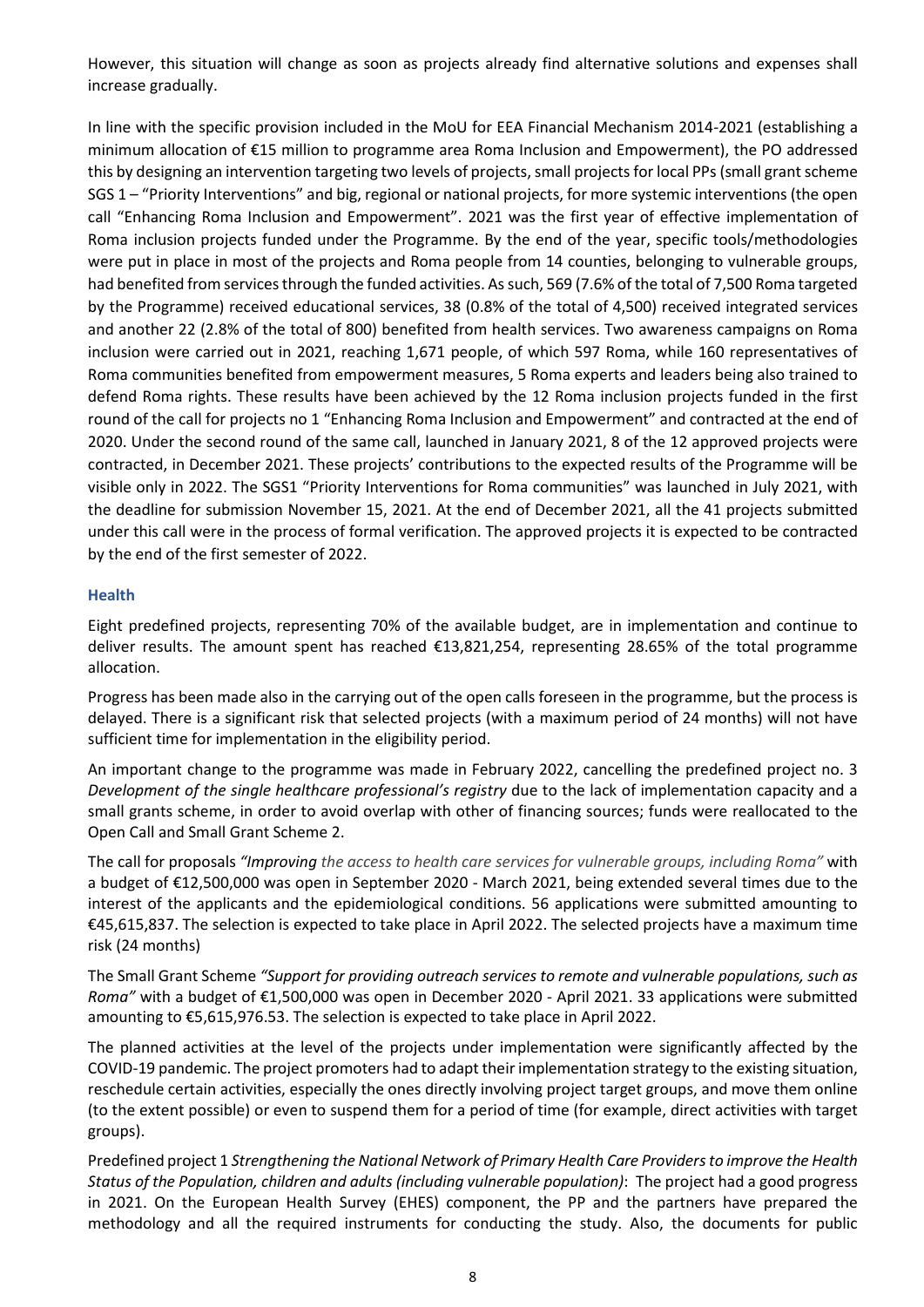However, this situation will change as soon as projects already find alternative solutions and expenses shall increase gradually.

In line with the specific provision included in the MoU for EEA Financial Mechanism 2014-2021 (establishing a minimum allocation of €15 million to programme area Roma Inclusion and Empowerment), the PO addressed this by designing an intervention targeting two levels of projects, small projects for local PPs (small grant scheme SGS 1 – "Priority Interventions" and big, regional or national projects, for more systemic interventions (the open call "Enhancing Roma Inclusion and Empowerment". 2021 was the first year of effective implementation of Roma inclusion projects funded under the Programme. By the end of the year, specific tools/methodologies were put in place in most of the projects and Roma people from 14 counties, belonging to vulnerable groups, had benefited from services through the funded activities. As such, 569 (7.6% of the total of 7,500 Roma targeted by the Programme) received educational services, 38 (0.8% of the total of 4,500) received integrated services and another 22 (2.8% of the total of 800) benefited from health services. Two awareness campaigns on Roma inclusion were carried out in 2021, reaching 1,671 people, of which 597 Roma, while 160 representatives of Roma communities benefited from empowerment measures, 5 Roma experts and leaders being also trained to defend Roma rights. These results have been achieved by the 12 Roma inclusion projects funded in the first round of the call for projects no 1 "Enhancing Roma Inclusion and Empowerment" and contracted at the end of 2020. Under the second round of the same call, launched in January 2021, 8 of the 12 approved projects were contracted, in December 2021. These projects' contributions to the expected results of the Programme will be visible only in 2022. The SGS1 "Priority Interventions for Roma communities" was launched in July 2021, with the deadline for submission November 15, 2021. At the end of December 2021, all the 41 projects submitted under this call were in the process of formal verification. The approved projects it is expected to be contracted by the end of the first semester of 2022.

### Health

Eight predefined projects, representing 70% of the available budget, are in implementation and continue to deliver results. The amount spent has reached €13,821,254, representing 28.65% of the total programme allocation.

Progress has been made also in the carrying out of the open calls foreseen in the programme, but the process is delayed. There is a significant risk that selected projects (with a maximum period of 24 months) will not have sufficient time for implementation in the eligibility period.

An important change to the programme was made in February 2022, cancelling the predefined project no. 3 *Development of the single healthcare professional's registry* due to the lack of implementation capacity and a small grants scheme, in order to avoid overlap with other of financing sources; funds were reallocated to the Open Call and Small Grant Scheme 2.

The call for proposals *"Improving the access to health care services for vulnerable groups, including Roma"* with a budget of €12,500,000 was open in September 2020 - March 2021, being extended several times due to the interest of the applicants and the epidemiological conditions. 56 applications were submitted amounting to €45,615,837. The selection is expected to take place in April 2022. The selected projects have a maximum time risk (24 months)

The Small Grant Scheme *"Support for providing outreach services to remote and vulnerable populations, such as Roma"* with a budget of €1,500,000 was open in December 2020 - April 2021. 33 applications were submitted amounting to €5,615,976.53. The selection is expected to take place in April 2022.

The planned activities at the level of the projects under implementation were significantly affected by the COVID-19 pandemic. The project promoters had to adapt their implementation strategy to the existing situation, reschedule certain activities, especially the ones directly involving project target groups, and move them online (to the extent possible) or even to suspend them for a period of time (for example, direct activities with target groups).

Predefined project 1 *Strengthening the National Network of Primary Health Care Providers to improve the Health Status of the Population, children and adults (including vulnerable population)*: The project had a good progress in 2021. On the European Health Survey (EHES) component, the PP and the partners have prepared the methodology and all the required instruments for conducting the study. Also, the documents for public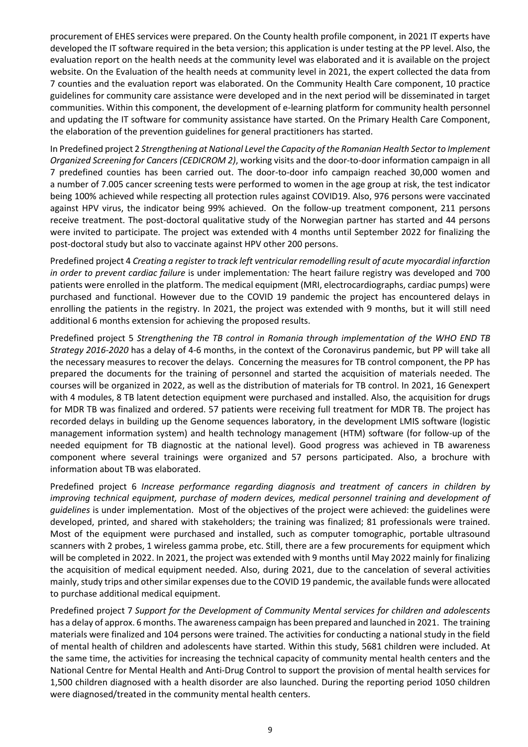procurement of EHES services were prepared. On the County health profile component, in 2021 IT experts have developed the IT software required in the beta version; this application is under testing at the PP level. Also, the evaluation report on the health needs at the community level was elaborated and it is available on the project website. On the Evaluation of the health needs at community level in 2021, the expert collected the data from 7 counties and the evaluation report was elaborated. On the Community Health Care component, 10 practice guidelines for community care assistance were developed and in the next period will be disseminated in target communities. Within this component, the development of e-learning platform for community health personnel and updating the IT software for community assistance have started. On the Primary Health Care Component, the elaboration of the prevention guidelines for general practitioners has started.

In Predefined project 2 *Strengthening at National Level the Capacity of the Romanian Health Sector to Implement Organized Screening for Cancers (CEDICROM 2)*, working visits and the door-to-door information campaign in all 7 predefined counties has been carried out. The door-to-door info campaign reached 30,000 women and a number of 7.005 cancer screening tests were performed to women in the age group at risk, the test indicator being 100% achieved while respecting all protection rules against COVID19. Also, 976 persons were vaccinated against HPV virus, the indicator being 99% achieved. On the follow-up treatment component, 211 persons receive treatment. The post-doctoral qualitative study of the Norwegian partner has started and 44 persons were invited to participate. The project was extended with 4 months until September 2022 for finalizing the post-doctoral study but also to vaccinate against HPV other 200 persons.

Predefined project 4 *Creating a register to track left ventricular remodelling result of acute myocardial infarction in order to prevent cardiac failure* is under implementation*:* The heart failure registry was developed and 700 patients were enrolled in the platform. The medical equipment (MRI, electrocardiographs, cardiac pumps) were purchased and functional. However due to the COVID 19 pandemic the project has encountered delays in enrolling the patients in the registry. In 2021, the project was extended with 9 months, but it will still need additional 6 months extension for achieving the proposed results.

Predefined project 5 *Strengthening the TB control in Romania through implementation of the WHO END TB Strategy 2016-2020* has a delay of 4-6 months, in the context of the Coronavirus pandemic, but PP will take all the necessary measures to recover the delays. Concerning the measures for TB control component, the PP has prepared the documents for the training of personnel and started the acquisition of materials needed. The courses will be organized in 2022, as well as the distribution of materials for TB control. In 2021, 16 Genexpert with 4 modules, 8 TB latent detection equipment were purchased and installed. Also, the acquisition for drugs for MDR TB was finalized and ordered. 57 patients were receiving full treatment for MDR TB. The project has recorded delays in building up the Genome sequences laboratory, in the development LMIS software (logistic management information system) and health technology management (HTM) software (for follow-up of the needed equipment for TB diagnostic at the national level). Good progress was achieved in TB awareness component where several trainings were organized and 57 persons participated. Also, a brochure with information about TB was elaborated.

Predefined project 6 *Increase performance regarding diagnosis and treatment of cancers in children by improving technical equipment, purchase of modern devices, medical personnel training and development of guidelines* is under implementation. Most of the objectives of the project were achieved: the guidelines were developed, printed, and shared with stakeholders; the training was finalized; 81 professionals were trained. Most of the equipment were purchased and installed, such as computer tomographic, portable ultrasound scanners with 2 probes, 1 wireless gamma probe, etc. Still, there are a few procurements for equipment which will be completed in 2022. In 2021, the project was extended with 9 months until May 2022 mainly for finalizing the acquisition of medical equipment needed. Also, during 2021, due to the cancelation of several activities mainly, study trips and other similar expenses due to the COVID 19 pandemic, the available funds were allocated to purchase additional medical equipment.

Predefined project 7 *Support for the Development of Community Mental services for children and adolescents* has a delay of approx. 6 months. The awareness campaign has been prepared and launched in 2021. The training materials were finalized and 104 persons were trained. The activities for conducting a national study in the field of mental health of children and adolescents have started. Within this study, 5681 children were included. At the same time, the activities for increasing the technical capacity of community mental health centers and the National Centre for Mental Health and Anti-Drug Control to support the provision of mental health services for 1,500 children diagnosed with a health disorder are also launched. During the reporting period 1050 children were diagnosed/treated in the community mental health centers.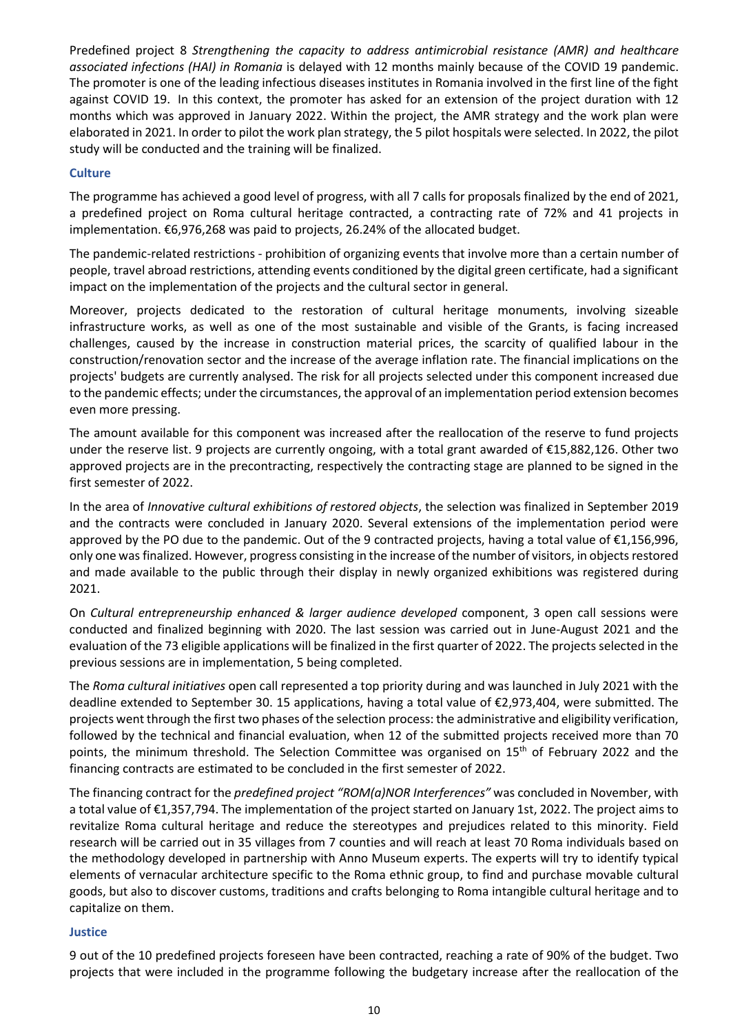Predefined project 8 *Strengthening the capacity to address antimicrobial resistance (AMR) and healthcare associated infections (HAI) in Romania* is delayed with 12 months mainly because of the COVID 19 pandemic. The promoter is one of the leading infectious diseases institutes in Romania involved in the first line of the fight against COVID 19. In this context, the promoter has asked for an extension of the project duration with 12 months which was approved in January 2022. Within the project, the AMR strategy and the work plan were elaborated in 2021. In order to pilot the work plan strategy, the 5 pilot hospitals were selected. In 2022, the pilot study will be conducted and the training will be finalized.

### Culture

The programme has achieved a good level of progress, with all 7 calls for proposals finalized by the end of 2021, a predefined project on Roma cultural heritage contracted, a contracting rate of 72% and 41 projects in implementation. €6,976,268 was paid to projects, 26.24% of the allocated budget.

The pandemic-related restrictions - prohibition of organizing events that involve more than a certain number of people, travel abroad restrictions, attending events conditioned by the digital green certificate, had a significant impact on the implementation of the projects and the cultural sector in general.

Moreover, projects dedicated to the restoration of cultural heritage monuments, involving sizeable infrastructure works, as well as one of the most sustainable and visible of the Grants, is facing increased challenges, caused by the increase in construction material prices, the scarcity of qualified labour in the construction/renovation sector and the increase of the average inflation rate. The financial implications on the projects' budgets are currently analysed. The risk for all projects selected under this component increased due to the pandemic effects; under the circumstances, the approval of an implementation period extension becomes even more pressing.

The amount available for this component was increased after the reallocation of the reserve to fund projects under the reserve list. 9 projects are currently ongoing, with a total grant awarded of €15,882,126. Other two approved projects are in the precontracting, respectively the contracting stage are planned to be signed in the first semester of 2022.

In the area of *Innovative cultural exhibitions of restored objects*, the selection was finalized in September 2019 and the contracts were concluded in January 2020. Several extensions of the implementation period were approved by the PO due to the pandemic. Out of the 9 contracted projects, having a total value of €1,156,996, only one was finalized. However, progress consisting in the increase of the number of visitors, in objects restored and made available to the public through their display in newly organized exhibitions was registered during 2021.

On *Cultural entrepreneurship enhanced & larger audience developed* component, 3 open call sessions were conducted and finalized beginning with 2020. The last session was carried out in June-August 2021 and the evaluation of the 73 eligible applications will be finalized in the first quarter of 2022. The projects selected in the previous sessions are in implementation, 5 being completed.

The *Roma cultural initiatives* open call represented a top priority during and was launched in July 2021 with the deadline extended to September 30. 15 applications, having a total value of €2,973,404, were submitted. The projects went through the first two phases of the selection process: the administrative and eligibility verification, followed by the technical and financial evaluation, when 12 of the submitted projects received more than 70 points, the minimum threshold. The Selection Committee was organised on 15th of February 2022 and the financing contracts are estimated to be concluded in the first semester of 2022.

The financing contract for the *predefined project "ROM(a)NOR Interferences"* was concluded in November, with a total value of €1,357,794. The implementation of the project started on January 1st, 2022. The project aims to revitalize Roma cultural heritage and reduce the stereotypes and prejudices related to this minority. Field research will be carried out in 35 villages from 7 counties and will reach at least 70 Roma individuals based on the methodology developed in partnership with Anno Museum experts. The experts will try to identify typical elements of vernacular architecture specific to the Roma ethnic group, to find and purchase movable cultural goods, but also to discover customs, traditions and crafts belonging to Roma intangible cultural heritage and to capitalize on them.

### Justice

9 out of the 10 predefined projects foreseen have been contracted, reaching a rate of 90% of the budget. Two projects that were included in the programme following the budgetary increase after the reallocation of the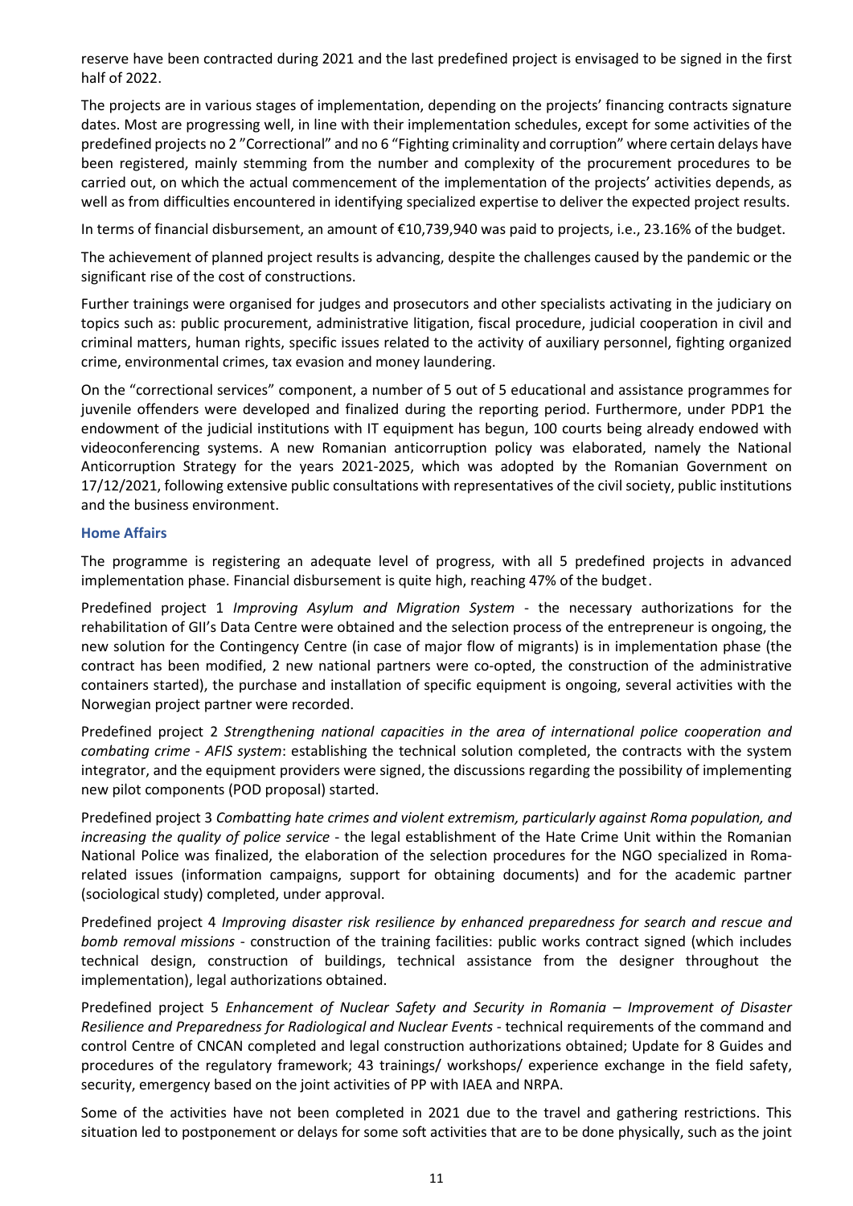reserve have been contracted during 2021 and the last predefined project is envisaged to be signed in the first half of 2022.

The projects are in various stages of implementation, depending on the projects' financing contracts signature dates. Most are progressing well, in line with their implementation schedules, except for some activities of the predefined projects no 2 "Correctional" and no 6 "Fighting criminality and corruption" where certain delays have been registered, mainly stemming from the number and complexity of the procurement procedures to be carried out, on which the actual commencement of the implementation of the projects' activities depends, as well as from difficulties encountered in identifying specialized expertise to deliver the expected project results.

In terms of financial disbursement, an amount of €10,739,940 was paid to projects, i.e., 23.16% of the budget.

The achievement of planned project results is advancing, despite the challenges caused by the pandemic or the significant rise of the cost of constructions.

Further trainings were organised for judges and prosecutors and other specialists activating in the judiciary on topics such as: public procurement, administrative litigation, fiscal procedure, judicial cooperation in civil and criminal matters, human rights, specific issues related to the activity of auxiliary personnel, fighting organized crime, environmental crimes, tax evasion and money laundering.

On the "correctional services" component, a number of 5 out of 5 educational and assistance programmes for juvenile offenders were developed and finalized during the reporting period. Furthermore, under PDP1 the endowment of the judicial institutions with IT equipment has begun, 100 courts being already endowed with videoconferencing systems. A new Romanian anticorruption policy was elaborated, namely the National Anticorruption Strategy for the years 2021-2025, which was adopted by the Romanian Government on 17/12/2021, following extensive public consultations with representatives of the civil society, public institutions and the business environment.

### Home Affairs

The programme is registering an adequate level of progress, with all 5 predefined projects in advanced implementation phase. Financial disbursement is quite high, reaching 47% of the budget.

Predefined project 1 *Improving Asylum and Migration System* - the necessary authorizations for the rehabilitation of GII's Data Centre were obtained and the selection process of the entrepreneur is ongoing, the new solution for the Contingency Centre (in case of major flow of migrants) is in implementation phase (the contract has been modified, 2 new national partners were co-opted, the construction of the administrative containers started), the purchase and installation of specific equipment is ongoing, several activities with the Norwegian project partner were recorded.

Predefined project 2 *Strengthening national capacities in the area of international police cooperation and combating crime - AFIS system*: establishing the technical solution completed, the contracts with the system integrator, and the equipment providers were signed, the discussions regarding the possibility of implementing new pilot components (POD proposal) started.

Predefined project 3 *Combatting hate crimes and violent extremism, particularly against Roma population, and increasing the quality of police service* - the legal establishment of the Hate Crime Unit within the Romanian National Police was finalized, the elaboration of the selection procedures for the NGO specialized in Roma-related issues (information campaigns, support for obtaining documents) and for the academic partner (sociological study) completed, under approval.

Predefined project 4 *Improving disaster risk resilience by enhanced preparedness for search and rescue and bomb removal missions* - construction of the training facilities: public works contract signed (which includes technical design, construction of buildings, technical assistance from the designer throughout the implementation), legal authorizations obtained.

Predefined project 5 *Enhancement of Nuclear Safety and Security in Romania – Improvement of Disaster Resilience and Preparedness for Radiological and Nuclear Events* - technical requirements of the command and control Centre of CNCAN completed and legal construction authorizations obtained; Update for 8 Guides and procedures of the regulatory framework; 43 trainings/ workshops/ experience exchange in the field safety, security, emergency based on the joint activities of PP with IAEA and NRPA.

Some of the activities have not been completed in 2021 due to the travel and gathering restrictions. This situation led to postponement or delays for some soft activities that are to be done physically, such as the joint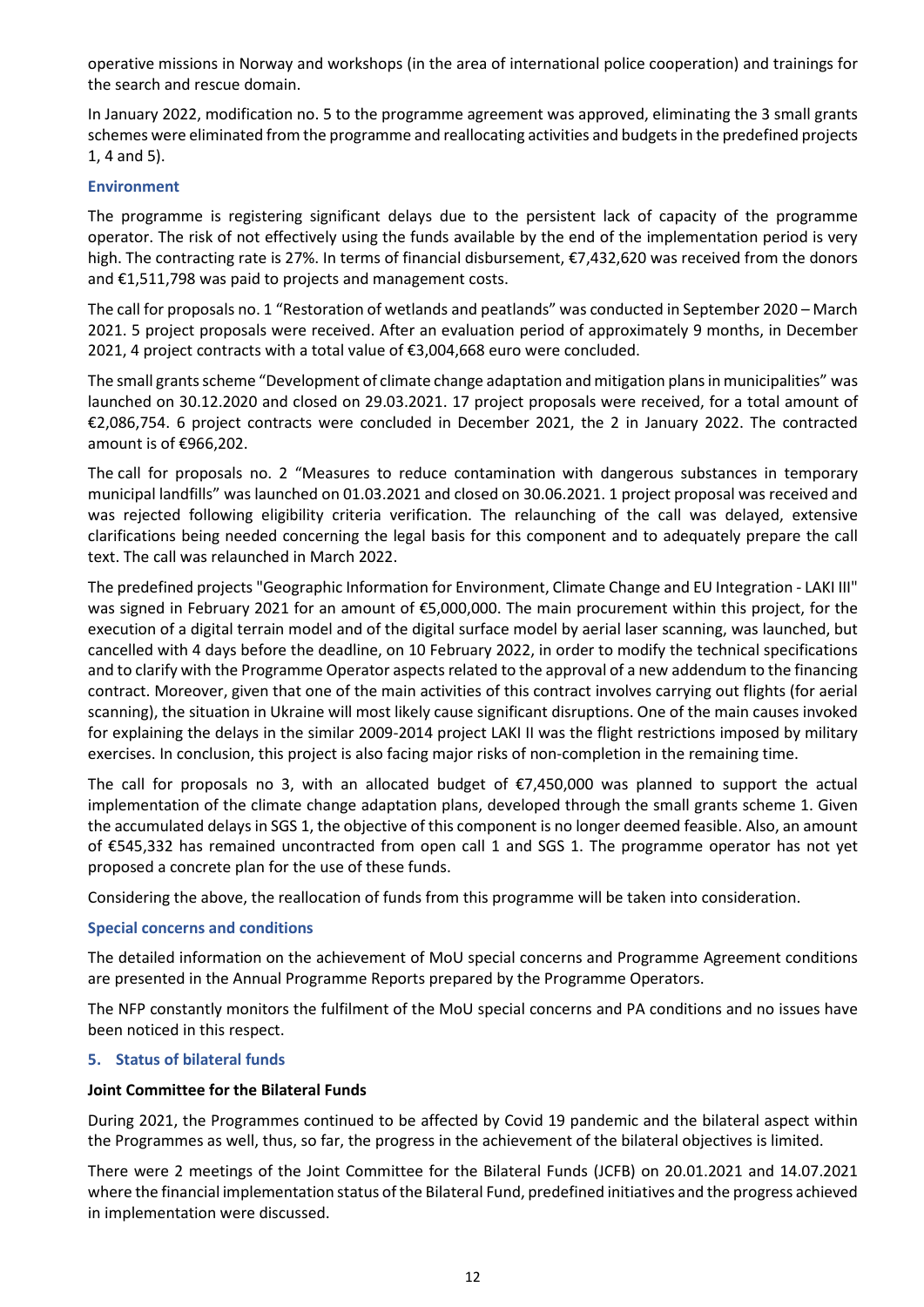operative missions in Norway and workshops (in the area of international police cooperation) and trainings for the search and rescue domain.

In January 2022, modification no. 5 to the programme agreement was approved, eliminating the 3 small grants schemes were eliminated from the programme and reallocating activities and budgets in the predefined projects 1, 4 and 5).

### Environment

The programme is registering significant delays due to the persistent lack of capacity of the programme operator. The risk of not effectively using the funds available by the end of the implementation period is very high. The contracting rate is 27%. In terms of financial disbursement, €7,432,620 was received from the donors and €1,511,798 was paid to projects and management costs.

The call for proposals no. 1 "Restoration of wetlands and peatlands" was conducted in September 2020 – March 2021. 5 project proposals were received. After an evaluation period of approximately 9 months, in December 2021, 4 project contracts with a total value of €3,004,668 euro were concluded.

The small grants scheme "Development of climate change adaptation and mitigation plans in municipalities" was launched on 30.12.2020 and closed on 29.03.2021. 17 project proposals were received, for a total amount of €2,086,754. 6 project contracts were concluded in December 2021, the 2 in January 2022. The contracted amount is of €966,202.

The call for proposals no. 2 "Measures to reduce contamination with dangerous substances in temporary municipal landfills" was launched on 01.03.2021 and closed on 30.06.2021. 1 project proposal was received and was rejected following eligibility criteria verification. The relaunching of the call was delayed, extensive clarifications being needed concerning the legal basis for this component and to adequately prepare the call text. The call was relaunched in March 2022.

The predefined projects "Geographic Information for Environment, Climate Change and EU Integration - LAKI III" was signed in February 2021 for an amount of €5,000,000. The main procurement within this project, for the execution of a digital terrain model and of the digital surface model by aerial laser scanning, was launched, but cancelled with 4 days before the deadline, on 10 February 2022, in order to modify the technical specifications and to clarify with the Programme Operator aspects related to the approval of a new addendum to the financing contract. Moreover, given that one of the main activities of this contract involves carrying out flights (for aerial scanning), the situation in Ukraine will most likely cause significant disruptions. One of the main causes invoked for explaining the delays in the similar 2009-2014 project LAKI II was the flight restrictions imposed by military exercises. In conclusion, this project is also facing major risks of non-completion in the remaining time.

The call for proposals no 3, with an allocated budget of €7,450,000 was planned to support the actual implementation of the climate change adaptation plans, developed through the small grants scheme 1. Given the accumulated delays in SGS 1, the objective of this component is no longer deemed feasible. Also, an amount of €545,332 has remained uncontracted from open call 1 and SGS 1. The programme operator has not yet proposed a concrete plan for the use of these funds.

Considering the above, the reallocation of funds from this programme will be taken into consideration.

### Special concerns and conditions

The detailed information on the achievement of MoU special concerns and Programme Agreement conditions are presented in the Annual Programme Reports prepared by the Programme Operators.

The NFP constantly monitors the fulfilment of the MoU special concerns and PA conditions and no issues have been noticed in this respect.

## 5. Status of bilateral funds

**Joint Committee for the Bilateral Funds**

During 2021, the Programmes continued to be affected by Covid 19 pandemic and the bilateral aspect within the Programmes as well, thus, so far, the progress in the achievement of the bilateral objectives is limited.

There were 2 meetings of the Joint Committee for the Bilateral Funds (JCFB) on 20.01.2021 and 14.07.2021 where the financial implementation status of the Bilateral Fund, predefined initiatives and the progress achieved in implementation were discussed.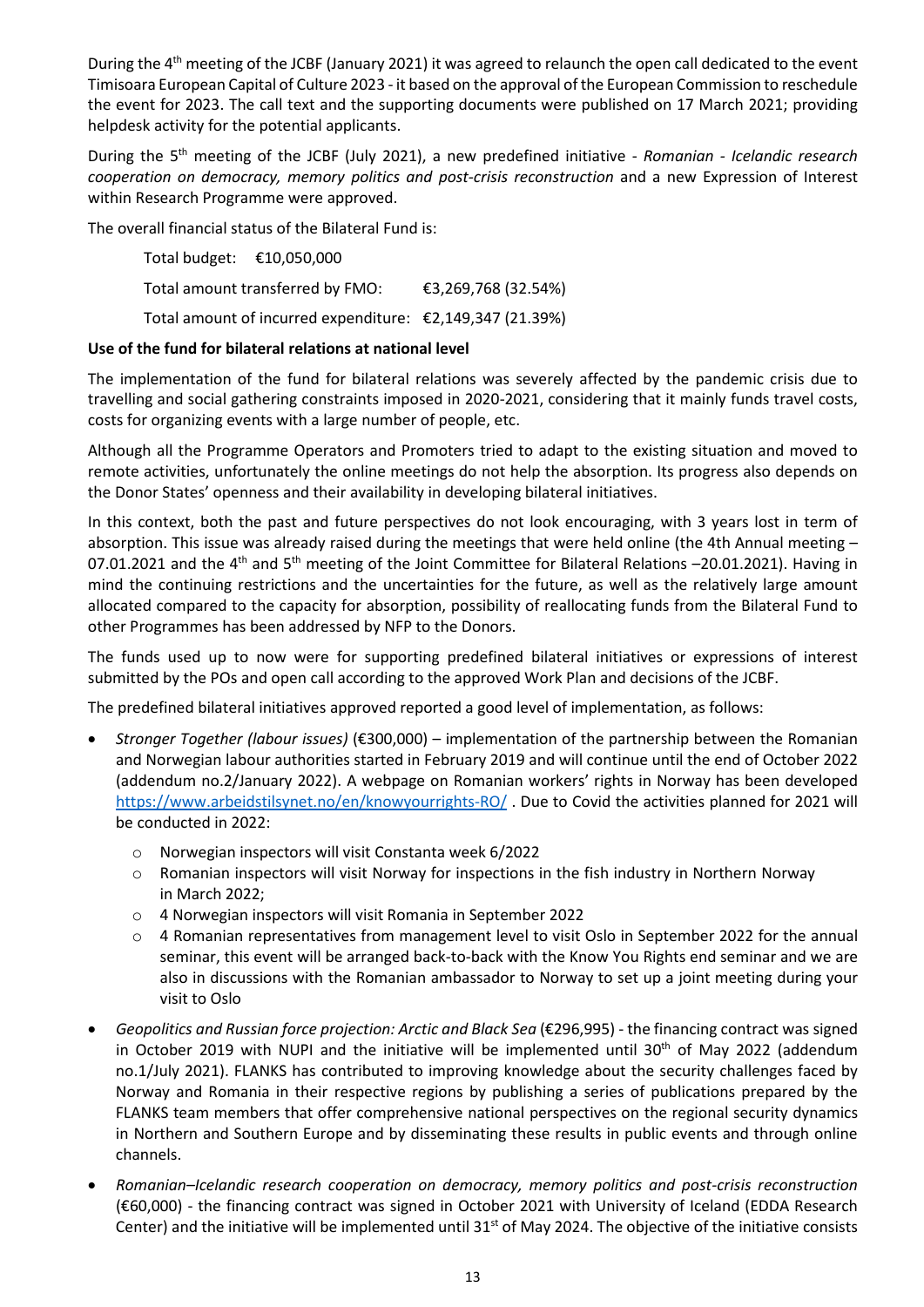During the 4th meeting of the JCBF (January 2021) it was agreed to relaunch the open call dedicated to the event Timisoara European Capital of Culture 2023 - it based on the approval of the European Commission to reschedule the event for 2023. The call text and the supporting documents were published on 17 March 2021; providing helpdesk activity for the potential applicants.

During the 5th meeting of the JCBF (July 2021), a new predefined initiative - *Romanian - Icelandic research cooperation on democracy, memory politics and post-crisis reconstruction* and a new Expression of Interest within Research Programme were approved.

The overall financial status of the Bilateral Fund is:

Total budget: €10,050,000

Total amount transferred by FMO: €3,269,768 (32.54%)

Total amount of incurred expenditure: €2,149,347 (21.39%)

**Use of the fund for bilateral relations at national level**

The implementation of the fund for bilateral relations was severely affected by the pandemic crisis due to travelling and social gathering constraints imposed in 2020-2021, considering that it mainly funds travel costs, costs for organizing events with a large number of people, etc.

Although all the Programme Operators and Promoters tried to adapt to the existing situation and moved to remote activities, unfortunately the online meetings do not help the absorption. Its progress also depends on the Donor States' openness and their availability in developing bilateral initiatives.

In this context, both the past and future perspectives do not look encouraging, with 3 years lost in term of absorption. This issue was already raised during the meetings that were held online (the 4th Annual meeting – 07.01.2021 and the 4th and 5th meeting of the Joint Committee for Bilateral Relations –20.01.2021). Having in mind the continuing restrictions and the uncertainties for the future, as well as the relatively large amount allocated compared to the capacity for absorption, possibility of reallocating funds from the Bilateral Fund to other Programmes has been addressed by NFP to the Donors.

The funds used up to now were for supporting predefined bilateral initiatives or expressions of interest submitted by the POs and open call according to the approved Work Plan and decisions of the JCBF.

The predefined bilateral initiatives approved reported a good level of implementation, as follows:

- *Stronger Together (labour issues)* (€300,000) – implementation of the partnership between the Romanian and Norwegian labour authorities started in February 2019 and will continue until the end of October 2022 (addendum no.2/January 2022). A webpage on Romanian workers' rights in Norway has been developed https://www.arbeidstilsynet.no/en/knowyourrights-RO/ . Due to Covid the activities planned for 2021 will be conducted in 2022:
  - Norwegian inspectors will visit Constanta week 6/2022
  - Romanian inspectors will visit Norway for inspections in the fish industry in Northern Norway in March 2022;
  - 4 Norwegian inspectors will visit Romania in September 2022
  - 4 Romanian representatives from management level to visit Oslo in September 2022 for the annual seminar, this event will be arranged back-to-back with the Know You Rights end seminar and we are also in discussions with the Romanian ambassador to Norway to set up a joint meeting during your visit to Oslo
- *Geopolitics and Russian force projection: Arctic and Black Sea* (€296,995) - the financing contract was signed in October 2019 with NUPI and the initiative will be implemented until 30th of May 2022 (addendum no.1/July 2021). FLANKS has contributed to improving knowledge about the security challenges faced by Norway and Romania in their respective regions by publishing a series of publications prepared by the FLANKS team members that offer comprehensive national perspectives on the regional security dynamics in Northern and Southern Europe and by disseminating these results in public events and through online channels.
- *Romanian–Icelandic research cooperation on democracy, memory politics and post-crisis reconstruction* (€60,000) - the financing contract was signed in October 2021 with University of Iceland (EDDA Research Center) and the initiative will be implemented until 31st of May 2024. The objective of the initiative consists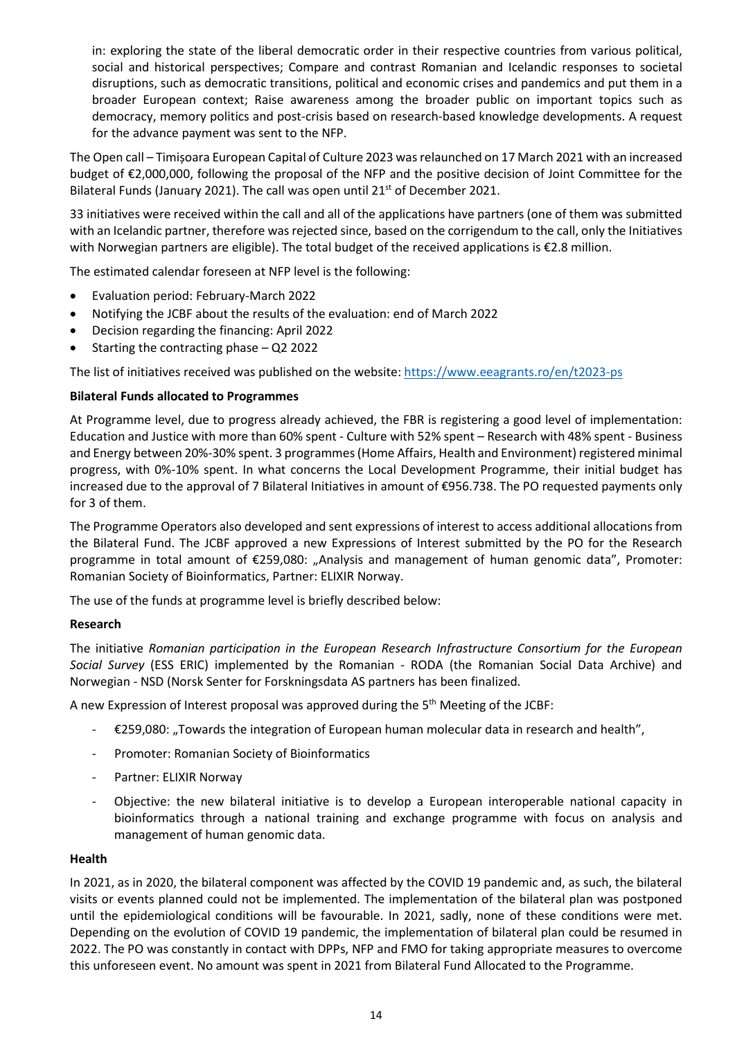in: exploring the state of the liberal democratic order in their respective countries from various political, social and historical perspectives; Compare and contrast Romanian and Icelandic responses to societal disruptions, such as democratic transitions, political and economic crises and pandemics and put them in a broader European context; Raise awareness among the broader public on important topics such as democracy, memory politics and post-crisis based on research-based knowledge developments. A request for the advance payment was sent to the NFP.

The Open call – Timișoara European Capital of Culture 2023 was relaunched on 17 March 2021 with an increased budget of €2,000,000, following the proposal of the NFP and the positive decision of Joint Committee for the Bilateral Funds (January 2021). The call was open until 21st of December 2021.

33 initiatives were received within the call and all of the applications have partners (one of them was submitted with an Icelandic partner, therefore was rejected since, based on the corrigendum to the call, only the Initiatives with Norwegian partners are eligible). The total budget of the received applications is €2.8 million.

The estimated calendar foreseen at NFP level is the following:

- Evaluation period: February-March 2022
- Notifying the JCBF about the results of the evaluation: end of March 2022
- Decision regarding the financing: April 2022
- Starting the contracting phase – Q2 2022

The list of initiatives received was published on the website: https://www.eeagrants.ro/en/t2023-ps

**Bilateral Funds allocated to Programmes**

At Programme level, due to progress already achieved, the FBR is registering a good level of implementation: Education and Justice with more than 60% spent - Culture with 52% spent – Research with 48% spent - Business and Energy between 20%-30% spent. 3 programmes (Home Affairs, Health and Environment) registered minimal progress, with 0%-10% spent. In what concerns the Local Development Programme, their initial budget has increased due to the approval of 7 Bilateral Initiatives in amount of €956.738. The PO requested payments only for 3 of them.

The Programme Operators also developed and sent expressions of interest to access additional allocations from the Bilateral Fund. The JCBF approved a new Expressions of Interest submitted by the PO for the Research programme in total amount of €259,080: „Analysis and management of human genomic data", Promoter: Romanian Society of Bioinformatics, Partner: ELIXIR Norway.

The use of the funds at programme level is briefly described below:

**Research**

The initiative *Romanian participation in the European Research Infrastructure Consortium for the European Social Survey* (ESS ERIC) implemented by the Romanian - RODA (the Romanian Social Data Archive) and Norwegian - NSD (Norsk Senter for Forskningsdata AS partners has been finalized.

A new Expression of Interest proposal was approved during the 5th Meeting of the JCBF:

- €259,080: „Towards the integration of European human molecular data in research and health",
- Promoter: Romanian Society of Bioinformatics
- Partner: ELIXIR Norway
- Objective: the new bilateral initiative is to develop a European interoperable national capacity in bioinformatics through a national training and exchange programme with focus on analysis and management of human genomic data.

**Health**

In 2021, as in 2020, the bilateral component was affected by the COVID 19 pandemic and, as such, the bilateral visits or events planned could not be implemented. The implementation of the bilateral plan was postponed until the epidemiological conditions will be favourable. In 2021, sadly, none of these conditions were met. Depending on the evolution of COVID 19 pandemic, the implementation of bilateral plan could be resumed in 2022. The PO was constantly in contact with DPPs, NFP and FMO for taking appropriate measures to overcome this unforeseen event. No amount was spent in 2021 from Bilateral Fund Allocated to the Programme.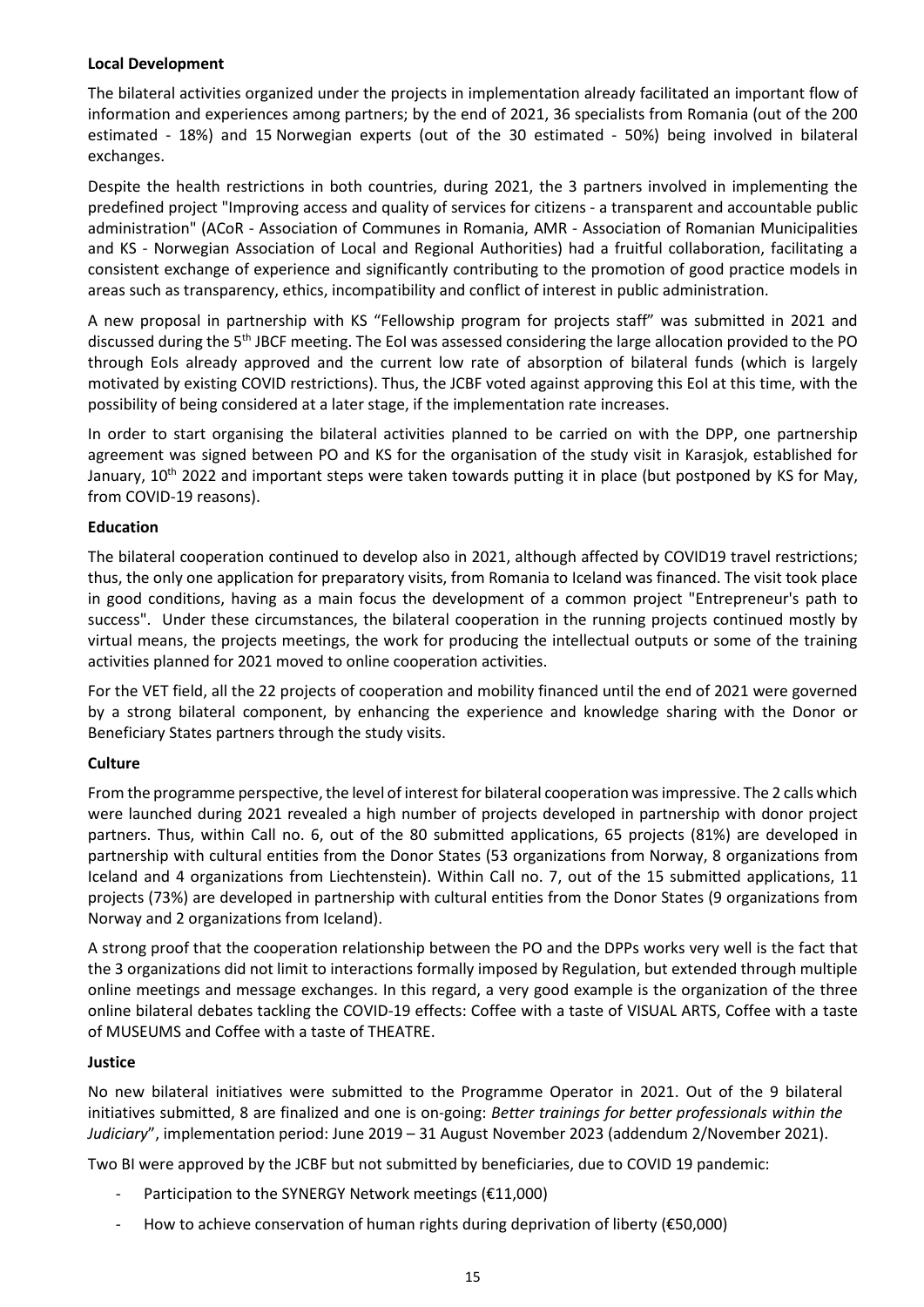**Local Development**

The bilateral activities organized under the projects in implementation already facilitated an important flow of information and experiences among partners; by the end of 2021, 36 specialists from Romania (out of the 200 estimated - 18%) and 15 Norwegian experts (out of the 30 estimated - 50%) being involved in bilateral exchanges.

Despite the health restrictions in both countries, during 2021, the 3 partners involved in implementing the predefined project "Improving access and quality of services for citizens - a transparent and accountable public administration" (ACoR - Association of Communes in Romania, AMR - Association of Romanian Municipalities and KS - Norwegian Association of Local and Regional Authorities) had a fruitful collaboration, facilitating a consistent exchange of experience and significantly contributing to the promotion of good practice models in areas such as transparency, ethics, incompatibility and conflict of interest in public administration.

A new proposal in partnership with KS "Fellowship program for projects staff" was submitted in 2021 and discussed during the 5th JBCF meeting. The EoI was assessed considering the large allocation provided to the PO through EoIs already approved and the current low rate of absorption of bilateral funds (which is largely motivated by existing COVID restrictions). Thus, the JCBF voted against approving this EoI at this time, with the possibility of being considered at a later stage, if the implementation rate increases.

In order to start organising the bilateral activities planned to be carried on with the DPP, one partnership agreement was signed between PO and KS for the organisation of the study visit in Karasjok, established for January, 10th 2022 and important steps were taken towards putting it in place (but postponed by KS for May, from COVID-19 reasons).

**Education**

The bilateral cooperation continued to develop also in 2021, although affected by COVID19 travel restrictions; thus, the only one application for preparatory visits, from Romania to Iceland was financed. The visit took place in good conditions, having as a main focus the development of a common project "Entrepreneur's path to success". Under these circumstances, the bilateral cooperation in the running projects continued mostly by virtual means, the projects meetings, the work for producing the intellectual outputs or some of the training activities planned for 2021 moved to online cooperation activities.

For the VET field, all the 22 projects of cooperation and mobility financed until the end of 2021 were governed by a strong bilateral component, by enhancing the experience and knowledge sharing with the Donor or Beneficiary States partners through the study visits.

**Culture**

From the programme perspective, the level of interest for bilateral cooperation was impressive. The 2 calls which were launched during 2021 revealed a high number of projects developed in partnership with donor project partners. Thus, within Call no. 6, out of the 80 submitted applications, 65 projects (81%) are developed in partnership with cultural entities from the Donor States (53 organizations from Norway, 8 organizations from Iceland and 4 organizations from Liechtenstein). Within Call no. 7, out of the 15 submitted applications, 11 projects (73%) are developed in partnership with cultural entities from the Donor States (9 organizations from Norway and 2 organizations from Iceland).

A strong proof that the cooperation relationship between the PO and the DPPs works very well is the fact that the 3 organizations did not limit to interactions formally imposed by Regulation, but extended through multiple online meetings and message exchanges. In this regard, a very good example is the organization of the three online bilateral debates tackling the COVID-19 effects: Coffee with a taste of VISUAL ARTS, Coffee with a taste of MUSEUMS and Coffee with a taste of THEATRE.

**Justice**

No new bilateral initiatives were submitted to the Programme Operator in 2021. Out of the 9 bilateral initiatives submitted, 8 are finalized and one is on-going: *Better trainings for better professionals within the Judiciary*", implementation period: June 2019 – 31 August November 2023 (addendum 2/November 2021).

Two BI were approved by the JCBF but not submitted by beneficiaries, due to COVID 19 pandemic:

- Participation to the SYNERGY Network meetings (€11,000)
- How to achieve conservation of human rights during deprivation of liberty (€50,000)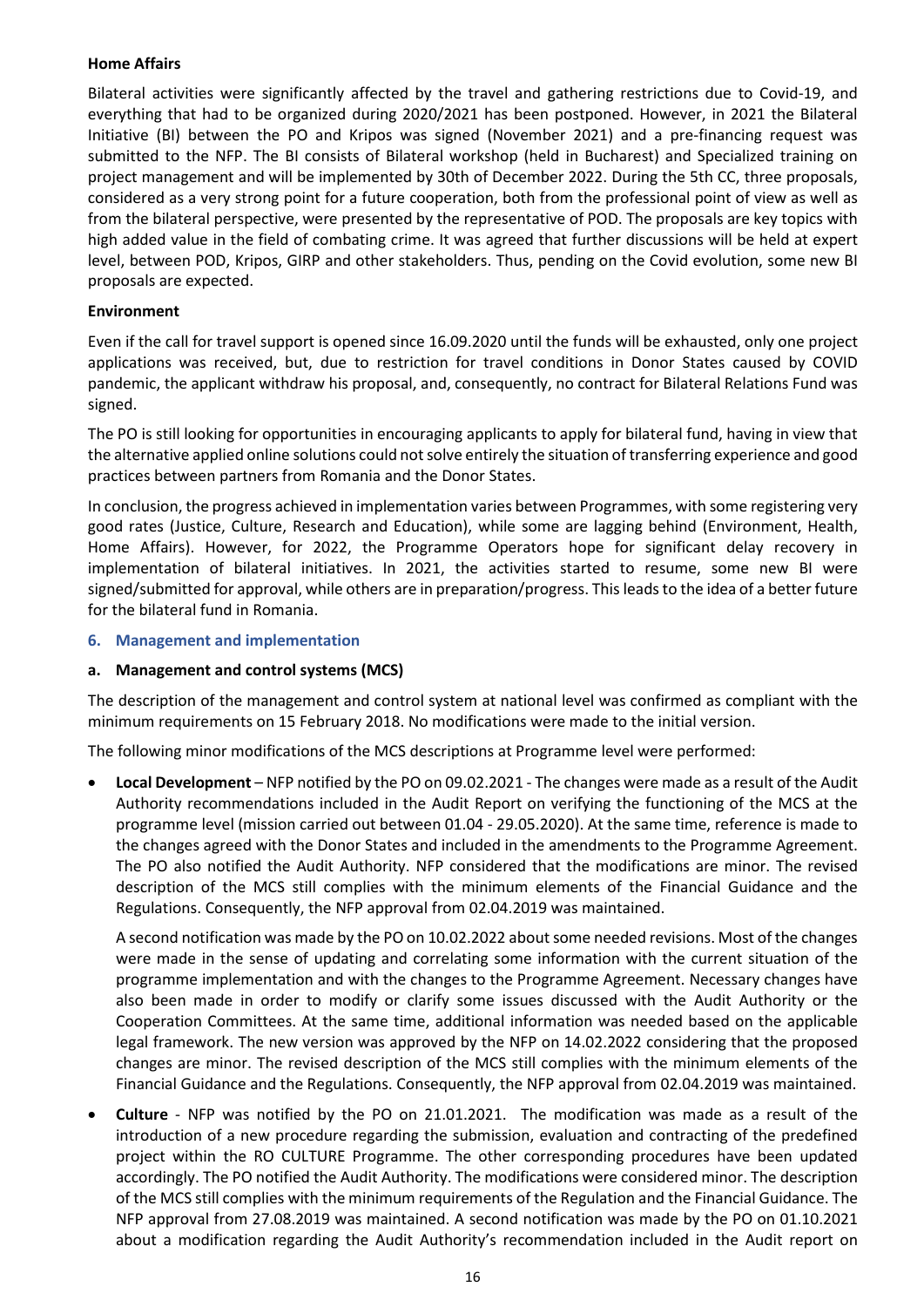**Home Affairs**

Bilateral activities were significantly affected by the travel and gathering restrictions due to Covid-19, and everything that had to be organized during 2020/2021 has been postponed. However, in 2021 the Bilateral Initiative (BI) between the PO and Kripos was signed (November 2021) and a pre-financing request was submitted to the NFP. The BI consists of Bilateral workshop (held in Bucharest) and Specialized training on project management and will be implemented by 30th of December 2022. During the 5th CC, three proposals, considered as a very strong point for a future cooperation, both from the professional point of view as well as from the bilateral perspective, were presented by the representative of POD. The proposals are key topics with high added value in the field of combating crime. It was agreed that further discussions will be held at expert level, between POD, Kripos, GIRP and other stakeholders. Thus, pending on the Covid evolution, some new BI proposals are expected.

**Environment**

Even if the call for travel support is opened since 16.09.2020 until the funds will be exhausted, only one project applications was received, but, due to restriction for travel conditions in Donor States caused by COVID pandemic, the applicant withdraw his proposal, and, consequently, no contract for Bilateral Relations Fund was signed.

The PO is still looking for opportunities in encouraging applicants to apply for bilateral fund, having in view that the alternative applied online solutions could not solve entirely the situation of transferring experience and good practices between partners from Romania and the Donor States.

In conclusion, the progress achieved in implementation varies between Programmes, with some registering very good rates (Justice, Culture, Research and Education), while some are lagging behind (Environment, Health, Home Affairs). However, for 2022, the Programme Operators hope for significant delay recovery in implementation of bilateral initiatives. In 2021, the activities started to resume, some new BI were signed/submitted for approval, while others are in preparation/progress. This leads to the idea of a better future for the bilateral fund in Romania.

## 6. Management and implementation

### a. Management and control systems (MCS)

The description of the management and control system at national level was confirmed as compliant with the minimum requirements on 15 February 2018. No modifications were made to the initial version.

The following minor modifications of the MCS descriptions at Programme level were performed:

- **Local Development** – NFP notified by the PO on 09.02.2021 - The changes were made as a result of the Audit Authority recommendations included in the Audit Report on verifying the functioning of the MCS at the programme level (mission carried out between 01.04 - 29.05.2020). At the same time, reference is made to the changes agreed with the Donor States and included in the amendments to the Programme Agreement. The PO also notified the Audit Authority. NFP considered that the modifications are minor. The revised description of the MCS still complies with the minimum elements of the Financial Guidance and the Regulations. Consequently, the NFP approval from 02.04.2019 was maintained.

  A second notification was made by the PO on 10.02.2022 about some needed revisions. Most of the changes were made in the sense of updating and correlating some information with the current situation of the programme implementation and with the changes to the Programme Agreement. Necessary changes have also been made in order to modify or clarify some issues discussed with the Audit Authority or the Cooperation Committees. At the same time, additional information was needed based on the applicable legal framework. The new version was approved by the NFP on 14.02.2022 considering that the proposed changes are minor. The revised description of the MCS still complies with the minimum elements of the Financial Guidance and the Regulations. Consequently, the NFP approval from 02.04.2019 was maintained.

- **Culture** - NFP was notified by the PO on 21.01.2021. The modification was made as a result of the introduction of a new procedure regarding the submission, evaluation and contracting of the predefined project within the RO CULTURE Programme. The other corresponding procedures have been updated accordingly. The PO notified the Audit Authority. The modifications were considered minor. The description of the MCS still complies with the minimum requirements of the Regulation and the Financial Guidance. The NFP approval from 27.08.2019 was maintained. A second notification was made by the PO on 01.10.2021 about a modification regarding the Audit Authority's recommendation included in the Audit report on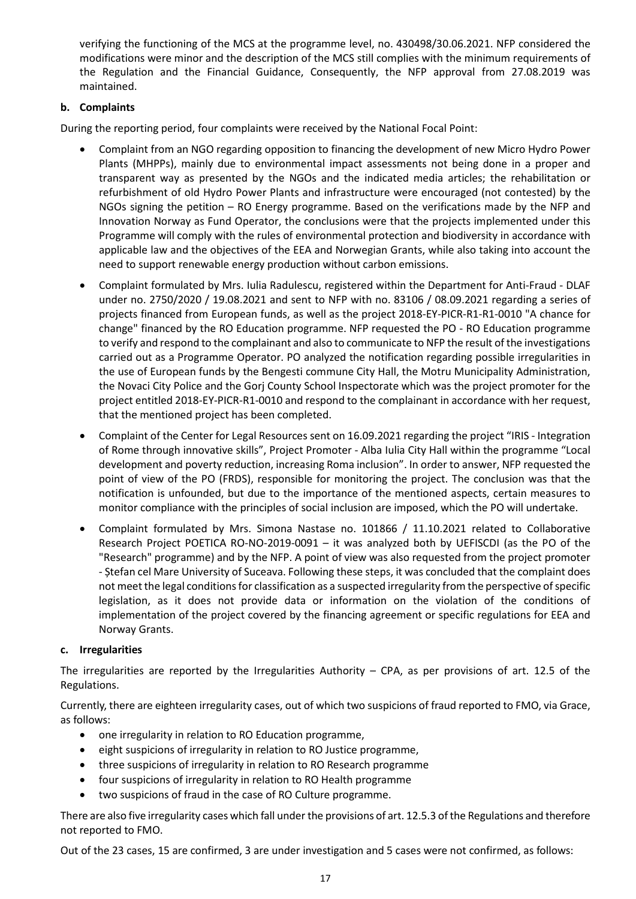verifying the functioning of the MCS at the programme level, no. 430498/30.06.2021. NFP considered the modifications were minor and the description of the MCS still complies with the minimum requirements of the Regulation and the Financial Guidance, Consequently, the NFP approval from 27.08.2019 was maintained.

**b. Complaints**

During the reporting period, four complaints were received by the National Focal Point:

- Complaint from an NGO regarding opposition to financing the development of new Micro Hydro Power Plants (MHPPs), mainly due to environmental impact assessments not being done in a proper and transparent way as presented by the NGOs and the indicated media articles; the rehabilitation or refurbishment of old Hydro Power Plants and infrastructure were encouraged (not contested) by the NGOs signing the petition – RO Energy programme. Based on the verifications made by the NFP and Innovation Norway as Fund Operator, the conclusions were that the projects implemented under this Programme will comply with the rules of environmental protection and biodiversity in accordance with applicable law and the objectives of the EEA and Norwegian Grants, while also taking into account the need to support renewable energy production without carbon emissions.
- Complaint formulated by Mrs. Iulia Radulescu, registered within the Department for Anti-Fraud - DLAF under no. 2750/2020 / 19.08.2021 and sent to NFP with no. 83106 / 08.09.2021 regarding a series of projects financed from European funds, as well as the project 2018-EY-PICR-R1-R1-0010 "A chance for change" financed by the RO Education programme. NFP requested the PO - RO Education programme to verify and respond to the complainant and also to communicate to NFP the result of the investigations carried out as a Programme Operator. PO analyzed the notification regarding possible irregularities in the use of European funds by the Bengesti commune City Hall, the Motru Municipality Administration, the Novaci City Police and the Gorj County School Inspectorate which was the project promoter for the project entitled 2018-EY-PICR-R1-0010 and respond to the complainant in accordance with her request, that the mentioned project has been completed.
- Complaint of the Center for Legal Resources sent on 16.09.2021 regarding the project "IRIS - Integration of Rome through innovative skills", Project Promoter - Alba Iulia City Hall within the programme "Local development and poverty reduction, increasing Roma inclusion". In order to answer, NFP requested the point of view of the PO (FRDS), responsible for monitoring the project. The conclusion was that the notification is unfounded, but due to the importance of the mentioned aspects, certain measures to monitor compliance with the principles of social inclusion are imposed, which the PO will undertake.
- Complaint formulated by Mrs. Simona Nastase no. 101866 / 11.10.2021 related to Collaborative Research Project POETICA RO-NO-2019-0091 – it was analyzed both by UEFISCDI (as the PO of the "Research" programme) and by the NFP. A point of view was also requested from the project promoter - Ștefan cel Mare University of Suceava. Following these steps, it was concluded that the complaint does not meet the legal conditions for classification as a suspected irregularity from the perspective of specific legislation, as it does not provide data or information on the violation of the conditions of implementation of the project covered by the financing agreement or specific regulations for EEA and Norway Grants.

**c. Irregularities**

The irregularities are reported by the Irregularities Authority – CPA, as per provisions of art. 12.5 of the Regulations.

Currently, there are eighteen irregularity cases, out of which two suspicions of fraud reported to FMO, via Grace, as follows:

- one irregularity in relation to RO Education programme,
- eight suspicions of irregularity in relation to RO Justice programme,
- three suspicions of irregularity in relation to RO Research programme
- four suspicions of irregularity in relation to RO Health programme
- two suspicions of fraud in the case of RO Culture programme.

There are also five irregularity cases which fall under the provisions of art. 12.5.3 of the Regulations and therefore not reported to FMO.

Out of the 23 cases, 15 are confirmed, 3 are under investigation and 5 cases were not confirmed, as follows: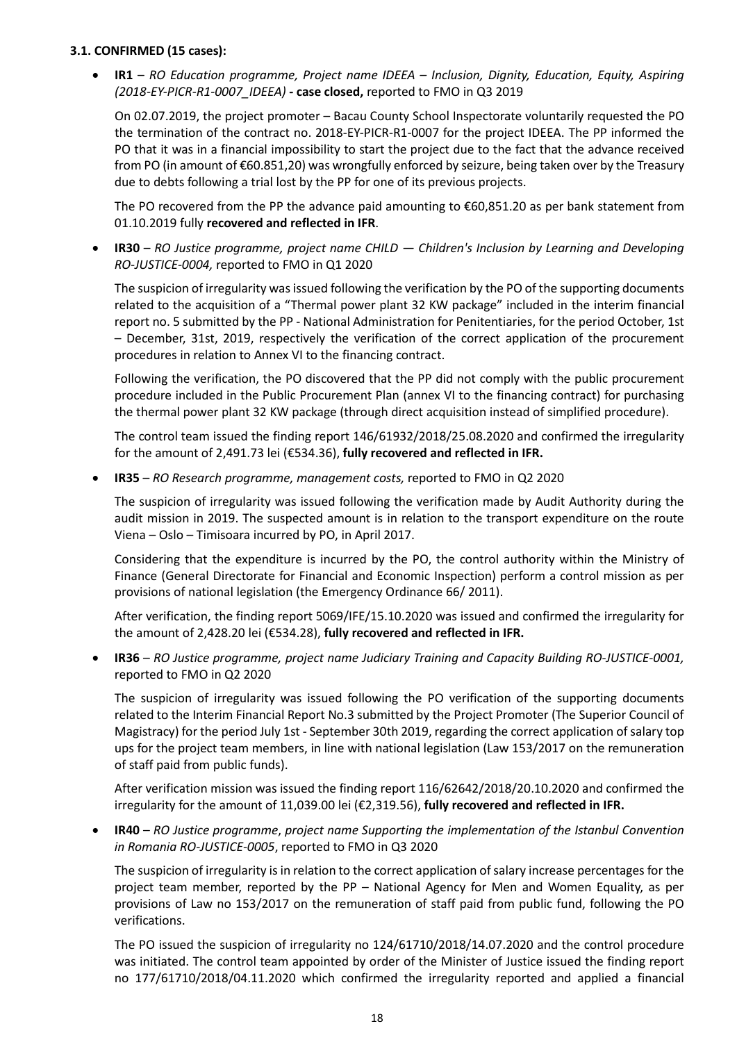### 3.1. CONFIRMED (15 cases):

- **IR1** – *RO Education programme, Project name IDEEA – Inclusion, Dignity, Education, Equity, Aspiring (2018-EY-PICR-R1-0007_IDEEA)* **- case closed,** reported to FMO in Q3 2019

  On 02.07.2019, the project promoter – Bacau County School Inspectorate voluntarily requested the PO the termination of the contract no. 2018-EY-PICR-R1-0007 for the project IDEEA. The PP informed the PO that it was in a financial impossibility to start the project due to the fact that the advance received from PO (in amount of €60.851,20) was wrongfully enforced by seizure, being taken over by the Treasury due to debts following a trial lost by the PP for one of its previous projects.

  The PO recovered from the PP the advance paid amounting to €60,851.20 as per bank statement from 01.10.2019 fully **recovered and reflected in IFR**.

- **IR30** – *RO Justice programme, project name CHILD — Children's Inclusion by Learning and Developing RO-JUSTICE-0004,* reported to FMO in Q1 2020

  The suspicion of irregularity was issued following the verification by the PO of the supporting documents related to the acquisition of a "Thermal power plant 32 KW package" included in the interim financial report no. 5 submitted by the PP - National Administration for Penitentiaries, for the period October, 1st – December, 31st, 2019, respectively the verification of the correct application of the procurement procedures in relation to Annex VI to the financing contract.

  Following the verification, the PO discovered that the PP did not comply with the public procurement procedure included in the Public Procurement Plan (annex VI to the financing contract) for purchasing the thermal power plant 32 KW package (through direct acquisition instead of simplified procedure).

  The control team issued the finding report 146/61932/2018/25.08.2020 and confirmed the irregularity for the amount of 2,491.73 lei (€534.36), **fully recovered and reflected in IFR.**

- **IR35** – *RO Research programme, management costs,* reported to FMO in Q2 2020

  The suspicion of irregularity was issued following the verification made by Audit Authority during the audit mission in 2019. The suspected amount is in relation to the transport expenditure on the route Viena – Oslo – Timisoara incurred by PO, in April 2017.

  Considering that the expenditure is incurred by the PO, the control authority within the Ministry of Finance (General Directorate for Financial and Economic Inspection) perform a control mission as per provisions of national legislation (the Emergency Ordinance 66/ 2011).

  After verification, the finding report 5069/IFE/15.10.2020 was issued and confirmed the irregularity for the amount of 2,428.20 lei (€534.28), **fully recovered and reflected in IFR.**

- **IR36** – *RO Justice programme, project name Judiciary Training and Capacity Building RO-JUSTICE-0001,* reported to FMO in Q2 2020

  The suspicion of irregularity was issued following the PO verification of the supporting documents related to the Interim Financial Report No.3 submitted by the Project Promoter (The Superior Council of Magistracy) for the period July 1st - September 30th 2019, regarding the correct application of salary top ups for the project team members, in line with national legislation (Law 153/2017 on the remuneration of staff paid from public funds).

  After verification mission was issued the finding report 116/62642/2018/20.10.2020 and confirmed the irregularity for the amount of 11,039.00 lei (€2,319.56), **fully recovered and reflected in IFR.**

- **IR40** – *RO Justice programme*, *project name Supporting the implementation of the Istanbul Convention in Romania RO-JUSTICE-0005*, reported to FMO in Q3 2020

  The suspicion of irregularity is in relation to the correct application of salary increase percentages for the project team member, reported by the PP – National Agency for Men and Women Equality, as per provisions of Law no 153/2017 on the remuneration of staff paid from public fund, following the PO verifications.

  The PO issued the suspicion of irregularity no 124/61710/2018/14.07.2020 and the control procedure was initiated. The control team appointed by order of the Minister of Justice issued the finding report no 177/61710/2018/04.11.2020 which confirmed the irregularity reported and applied a financial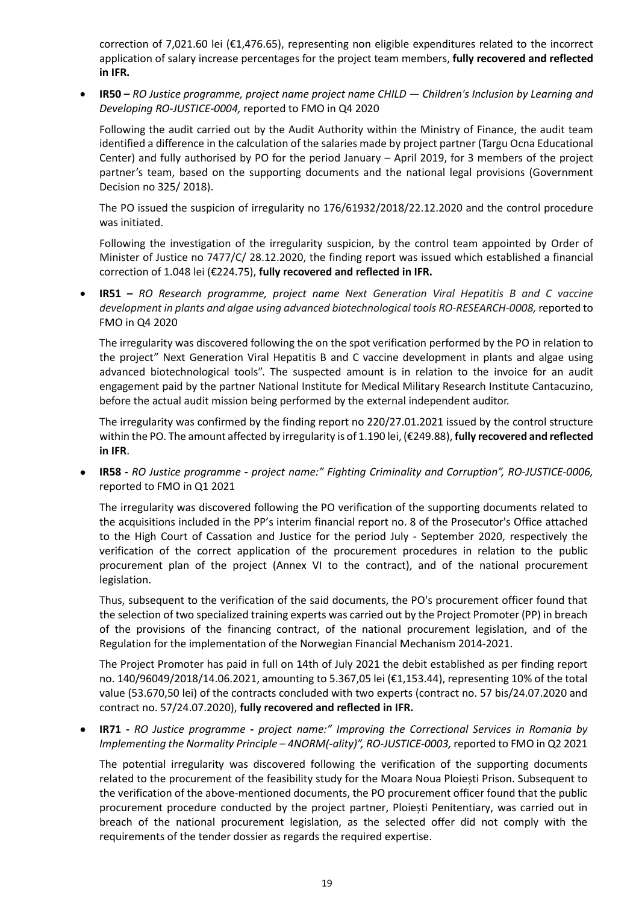correction of 7,021.60 lei (€1,476.65), representing non eligible expenditures related to the incorrect application of salary increase percentages for the project team members, **fully recovered and reflected in IFR.**

- **IR50 –** *RO Justice programme, project name project name CHILD — Children's Inclusion by Learning and Developing RO-JUSTICE-0004,* reported to FMO in Q4 2020

  Following the audit carried out by the Audit Authority within the Ministry of Finance, the audit team identified a difference in the calculation of the salaries made by project partner (Targu Ocna Educational Center) and fully authorised by PO for the period January – April 2019, for 3 members of the project partner's team, based on the supporting documents and the national legal provisions (Government Decision no 325/ 2018).

  The PO issued the suspicion of irregularity no 176/61932/2018/22.12.2020 and the control procedure was initiated.

  Following the investigation of the irregularity suspicion, by the control team appointed by Order of Minister of Justice no 7477/C/ 28.12.2020, the finding report was issued which established a financial correction of 1.048 lei (€224.75), **fully recovered and reflected in IFR.**

- **IR51 –** *RO Research programme, project name Next Generation Viral Hepatitis B and C vaccine development in plants and algae using advanced biotechnological tools RO-RESEARCH-0008,* reported to FMO in Q4 2020

  The irregularity was discovered following the on the spot verification performed by the PO in relation to the project" Next Generation Viral Hepatitis B and C vaccine development in plants and algae using advanced biotechnological tools". The suspected amount is in relation to the invoice for an audit engagement paid by the partner National Institute for Medical Military Research Institute Cantacuzino, before the actual audit mission being performed by the external independent auditor.

  The irregularity was confirmed by the finding report no 220/27.01.2021 issued by the control structure within the PO. The amount affected by irregularity is of 1.190 lei, (€249.88), **fully recovered and reflected in IFR**.

- **IR58 -** *RO Justice programme* **-** *project name:" Fighting Criminality and Corruption", RO-JUSTICE-0006,* reported to FMO in Q1 2021

  The irregularity was discovered following the PO verification of the supporting documents related to the acquisitions included in the PP's interim financial report no. 8 of the Prosecutor's Office attached to the High Court of Cassation and Justice for the period July - September 2020, respectively the verification of the correct application of the procurement procedures in relation to the public procurement plan of the project (Annex VI to the contract), and of the national procurement legislation.

  Thus, subsequent to the verification of the said documents, the PO's procurement officer found that the selection of two specialized training experts was carried out by the Project Promoter (PP) in breach of the provisions of the financing contract, of the national procurement legislation, and of the Regulation for the implementation of the Norwegian Financial Mechanism 2014-2021.

  The Project Promoter has paid in full on 14th of July 2021 the debit established as per finding report no. 140/96049/2018/14.06.2021, amounting to 5.367,05 lei (€1,153.44), representing 10% of the total value (53.670,50 lei) of the contracts concluded with two experts (contract no. 57 bis/24.07.2020 and contract no. 57/24.07.2020), **fully recovered and reflected in IFR.**

- **IR71 -** *RO Justice programme* **-** *project name:" Improving the Correctional Services in Romania by Implementing the Normality Principle – 4NORM(-ality)", RO-JUSTICE-0003,* reported to FMO in Q2 2021

  The potential irregularity was discovered following the verification of the supporting documents related to the procurement of the feasibility study for the Moara Noua Ploiești Prison. Subsequent to the verification of the above-mentioned documents, the PO procurement officer found that the public procurement procedure conducted by the project partner, Ploiești Penitentiary, was carried out in breach of the national procurement legislation, as the selected offer did not comply with the requirements of the tender dossier as regards the required expertise.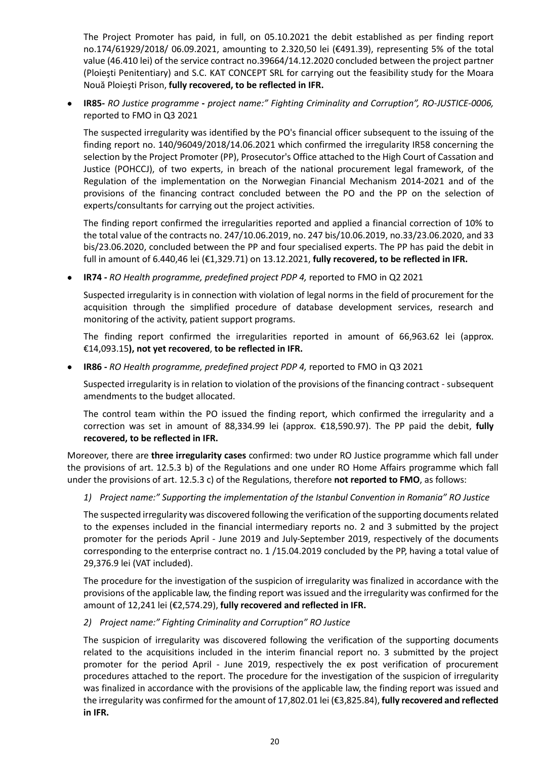The Project Promoter has paid, in full, on 05.10.2021 the debit established as per finding report no.174/61929/2018/ 06.09.2021, amounting to 2.320,50 lei (€491.39), representing 5% of the total value (46.410 lei) of the service contract no.39664/14.12.2020 concluded between the project partner (Ploieşti Penitentiary) and S.C. KAT CONCEPT SRL for carrying out the feasibility study for the Moara Nouă Ploieşti Prison, **fully recovered, to be reflected in IFR.**

- **IR85-** *RO Justice programme* **-** *project name:" Fighting Criminality and Corruption", RO-JUSTICE-0006,* reported to FMO in Q3 2021

  The suspected irregularity was identified by the PO's financial officer subsequent to the issuing of the finding report no. 140/96049/2018/14.06.2021 which confirmed the irregularity IR58 concerning the selection by the Project Promoter (PP), Prosecutor's Office attached to the High Court of Cassation and Justice (POHCCJ), of two experts, in breach of the national procurement legal framework, of the Regulation of the implementation on the Norwegian Financial Mechanism 2014-2021 and of the provisions of the financing contract concluded between the PO and the PP on the selection of experts/consultants for carrying out the project activities.

  The finding report confirmed the irregularities reported and applied a financial correction of 10% to the total value of the contracts no. 247/10.06.2019, no. 247 bis/10.06.2019, no.33/23.06.2020, and 33 bis/23.06.2020, concluded between the PP and four specialised experts. The PP has paid the debit in full in amount of 6.440,46 lei (€1,329.71) on 13.12.2021, **fully recovered, to be reflected in IFR.**

- **IR74 -** *RO Health programme, predefined project PDP 4,* reported to FMO in Q2 2021

  Suspected irregularity is in connection with violation of legal norms in the field of procurement for the acquisition through the simplified procedure of database development services, research and monitoring of the activity, patient support programs.

  The finding report confirmed the irregularities reported in amount of 66,963.62 lei (approx. €14,093.15**), not yet recovered**, **to be reflected in IFR.**

- **IR86 -** *RO Health programme, predefined project PDP 4,* reported to FMO in Q3 2021

  Suspected irregularity is in relation to violation of the provisions of the financing contract - subsequent amendments to the budget allocated.

  The control team within the PO issued the finding report, which confirmed the irregularity and a correction was set in amount of 88,334.99 lei (approx. €18,590.97). The PP paid the debit, **fully recovered, to be reflected in IFR.**

Moreover, there are **three irregularity cases** confirmed: two under RO Justice programme which fall under the provisions of art. 12.5.3 b) of the Regulations and one under RO Home Affairs programme which fall under the provisions of art. 12.5.3 c) of the Regulations, therefore **not reported to FMO**, as follows:

1) *Project name:" Supporting the implementation of the Istanbul Convention in Romania" RO Justice*

The suspected irregularity was discovered following the verification of the supporting documents related to the expenses included in the financial intermediary reports no. 2 and 3 submitted by the project promoter for the periods April - June 2019 and July-September 2019, respectively of the documents corresponding to the enterprise contract no. 1 /15.04.2019 concluded by the PP, having a total value of 29,376.9 lei (VAT included).

The procedure for the investigation of the suspicion of irregularity was finalized in accordance with the provisions of the applicable law, the finding report was issued and the irregularity was confirmed for the amount of 12,241 lei (€2,574.29), **fully recovered and reflected in IFR.**

2) *Project name:" Fighting Criminality and Corruption" RO Justice*

The suspicion of irregularity was discovered following the verification of the supporting documents related to the acquisitions included in the interim financial report no. 3 submitted by the project promoter for the period April - June 2019, respectively the ex post verification of procurement procedures attached to the report. The procedure for the investigation of the suspicion of irregularity was finalized in accordance with the provisions of the applicable law, the finding report was issued and the irregularity was confirmed for the amount of 17,802.01 lei (€3,825.84), **fully recovered and reflected in IFR.**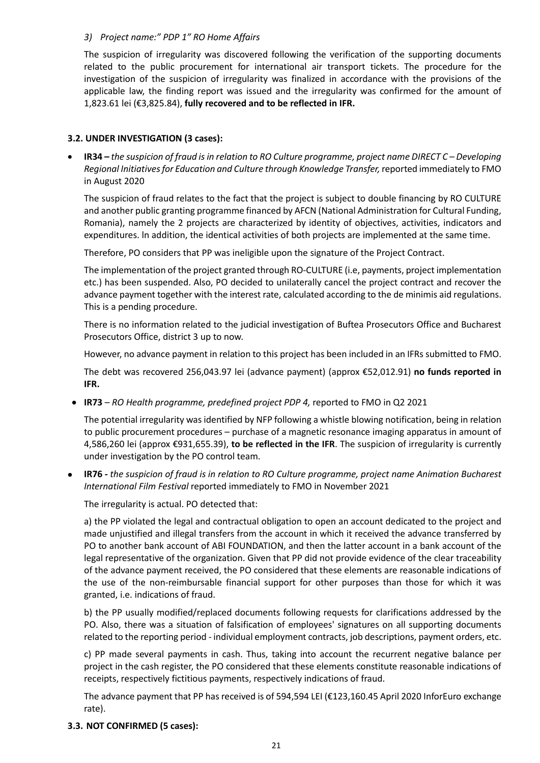*3) Project name:" PDP 1" RO Home Affairs*

The suspicion of irregularity was discovered following the verification of the supporting documents related to the public procurement for international air transport tickets. The procedure for the investigation of the suspicion of irregularity was finalized in accordance with the provisions of the applicable law, the finding report was issued and the irregularity was confirmed for the amount of 1,823.61 lei (€3,825.84), **fully recovered and to be reflected in IFR.**

### 3.2. UNDER INVESTIGATION (3 cases):

- **IR34 –** *the suspicion of fraud is in relation to RO Culture programme, project name DIRECT C – Developing Regional Initiatives for Education and Culture through Knowledge Transfer,* reported immediately to FMO in August 2020

  The suspicion of fraud relates to the fact that the project is subject to double financing by RO CULTURE and another public granting programme financed by AFCN (National Administration for Cultural Funding, Romania), namely the 2 projects are characterized by identity of objectives, activities, indicators and expenditures. In addition, the identical activities of both projects are implemented at the same time.

  Therefore, PO considers that PP was ineligible upon the signature of the Project Contract.

  The implementation of the project granted through RO-CULTURE (i.e, payments, project implementation etc.) has been suspended. Also, PO decided to unilaterally cancel the project contract and recover the advance payment together with the interest rate, calculated according to the de minimis aid regulations. This is a pending procedure.

  There is no information related to the judicial investigation of Buftea Prosecutors Office and Bucharest Prosecutors Office, district 3 up to now.

  However, no advance payment in relation to this project has been included in an IFRs submitted to FMO.

  The debt was recovered 256,043.97 lei (advance payment) (approx €52,012.91) **no funds reported in IFR.**

- **IR73** – *RO Health programme, predefined project PDP 4,* reported to FMO in Q2 2021

  The potential irregularity was identified by NFP following a whistle blowing notification, being in relation to public procurement procedures – purchase of a magnetic resonance imaging apparatus in amount of 4,586,260 lei (approx €931,655.39), **to be reflected in the IFR**. The suspicion of irregularity is currently under investigation by the PO control team.

- **IR76 -** *the suspicion of fraud is in relation to RO Culture programme, project name Animation Bucharest International Film Festival* reported immediately to FMO in November 2021

  The irregularity is actual. PO detected that:

  a) the PP violated the legal and contractual obligation to open an account dedicated to the project and made unjustified and illegal transfers from the account in which it received the advance transferred by PO to another bank account of ABI FOUNDATION, and then the latter account in a bank account of the legal representative of the organization. Given that PP did not provide evidence of the clear traceability of the advance payment received, the PO considered that these elements are reasonable indications of the use of the non-reimbursable financial support for other purposes than those for which it was granted, i.e. indications of fraud.

  b) the PP usually modified/replaced documents following requests for clarifications addressed by the PO. Also, there was a situation of falsification of employees' signatures on all supporting documents related to the reporting period - individual employment contracts, job descriptions, payment orders, etc.

  c) PP made several payments in cash. Thus, taking into account the recurrent negative balance per project in the cash register, the PO considered that these elements constitute reasonable indications of receipts, respectively fictitious payments, respectively indications of fraud.

  The advance payment that PP has received is of 594,594 LEI (€123,160.45 April 2020 InforEuro exchange rate).

### 3.3. NOT CONFIRMED (5 cases):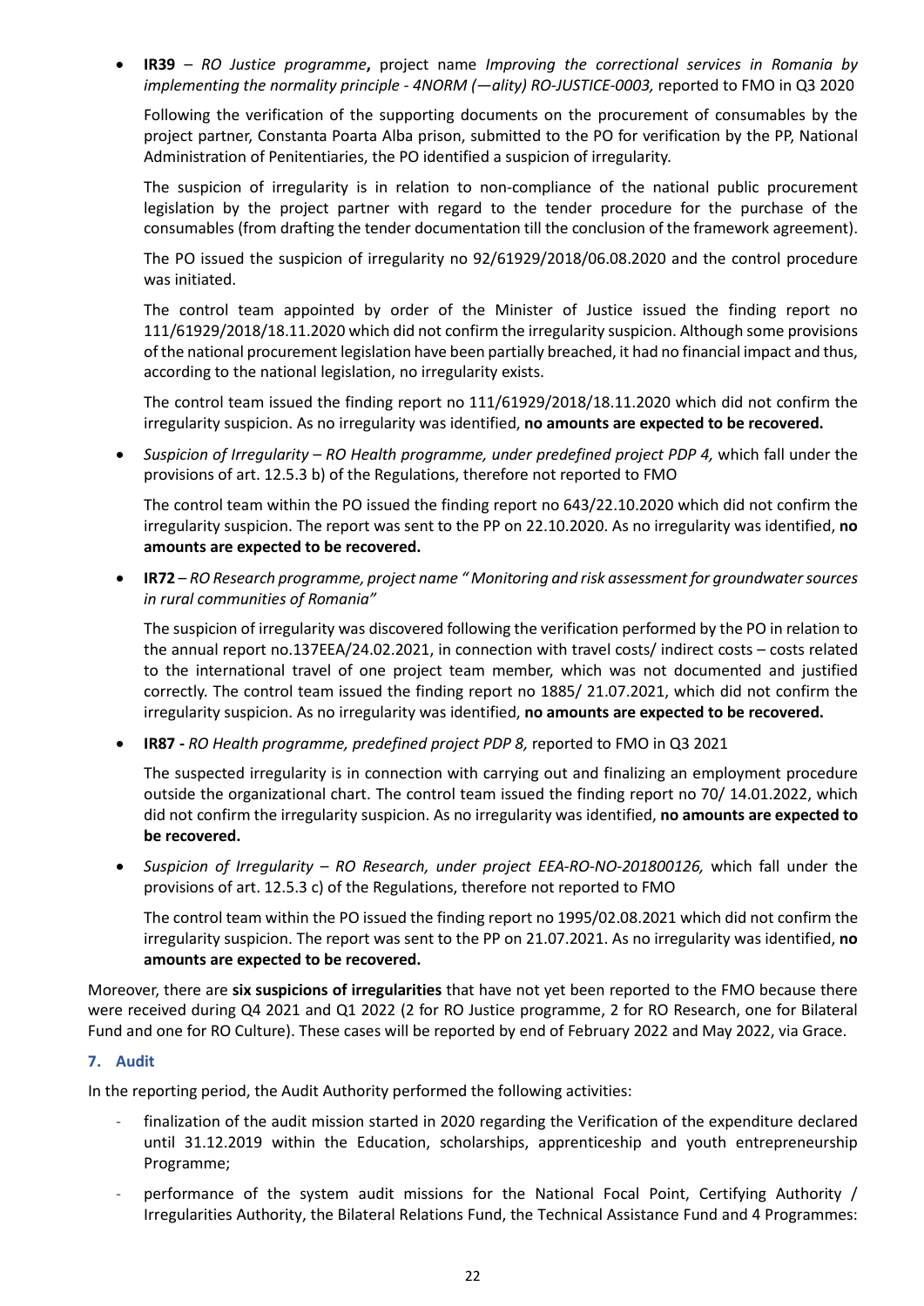- **IR39** – *RO Justice programme***,** project name *Improving the correctional services in Romania by implementing the normality principle - 4NORM (—ality) RO-JUSTICE-0003,* reported to FMO in Q3 2020

  Following the verification of the supporting documents on the procurement of consumables by the project partner, Constanta Poarta Alba prison, submitted to the PO for verification by the PP, National Administration of Penitentiaries, the PO identified a suspicion of irregularity.

  The suspicion of irregularity is in relation to non-compliance of the national public procurement legislation by the project partner with regard to the tender procedure for the purchase of the consumables (from drafting the tender documentation till the conclusion of the framework agreement).

  The PO issued the suspicion of irregularity no 92/61929/2018/06.08.2020 and the control procedure was initiated.

  The control team appointed by order of the Minister of Justice issued the finding report no 111/61929/2018/18.11.2020 which did not confirm the irregularity suspicion. Although some provisions of the national procurement legislation have been partially breached, it had no financial impact and thus, according to the national legislation, no irregularity exists.

  The control team issued the finding report no 111/61929/2018/18.11.2020 which did not confirm the irregularity suspicion. As no irregularity was identified, **no amounts are expected to be recovered.**

- *Suspicion of Irregularity – RO Health programme, under predefined project PDP 4,* which fall under the provisions of art. 12.5.3 b) of the Regulations, therefore not reported to FMO

  The control team within the PO issued the finding report no 643/22.10.2020 which did not confirm the irregularity suspicion. The report was sent to the PP on 22.10.2020. As no irregularity was identified, **no amounts are expected to be recovered.**

- **IR72** *– RO Research programme, project name " Monitoring and risk assessment for groundwater sources in rural communities of Romania"*

  The suspicion of irregularity was discovered following the verification performed by the PO in relation to the annual report no.137EEA/24.02.2021, in connection with travel costs/ indirect costs – costs related to the international travel of one project team member, which was not documented and justified correctly. The control team issued the finding report no 1885/ 21.07.2021, which did not confirm the irregularity suspicion. As no irregularity was identified, **no amounts are expected to be recovered.**

- **IR87 -** *RO Health programme, predefined project PDP 8,* reported to FMO in Q3 2021

  The suspected irregularity is in connection with carrying out and finalizing an employment procedure outside the organizational chart. The control team issued the finding report no 70/ 14.01.2022, which did not confirm the irregularity suspicion. As no irregularity was identified, **no amounts are expected to be recovered.**

- *Suspicion of Irregularity – RO Research, under project EEA-RO-NO-201800126,* which fall under the provisions of art. 12.5.3 c) of the Regulations, therefore not reported to FMO

  The control team within the PO issued the finding report no 1995/02.08.2021 which did not confirm the irregularity suspicion. The report was sent to the PP on 21.07.2021. As no irregularity was identified, **no amounts are expected to be recovered.**

Moreover, there are **six suspicions of irregularities** that have not yet been reported to the FMO because there were received during Q4 2021 and Q1 2022 (2 for RO Justice programme, 2 for RO Research, one for Bilateral Fund and one for RO Culture). These cases will be reported by end of February 2022 and May 2022, via Grace.

### 7. Audit

In the reporting period, the Audit Authority performed the following activities:

- finalization of the audit mission started in 2020 regarding the Verification of the expenditure declared until 31.12.2019 within the Education, scholarships, apprenticeship and youth entrepreneurship Programme;
- performance of the system audit missions for the National Focal Point, Certifying Authority / Irregularities Authority, the Bilateral Relations Fund, the Technical Assistance Fund and 4 Programmes: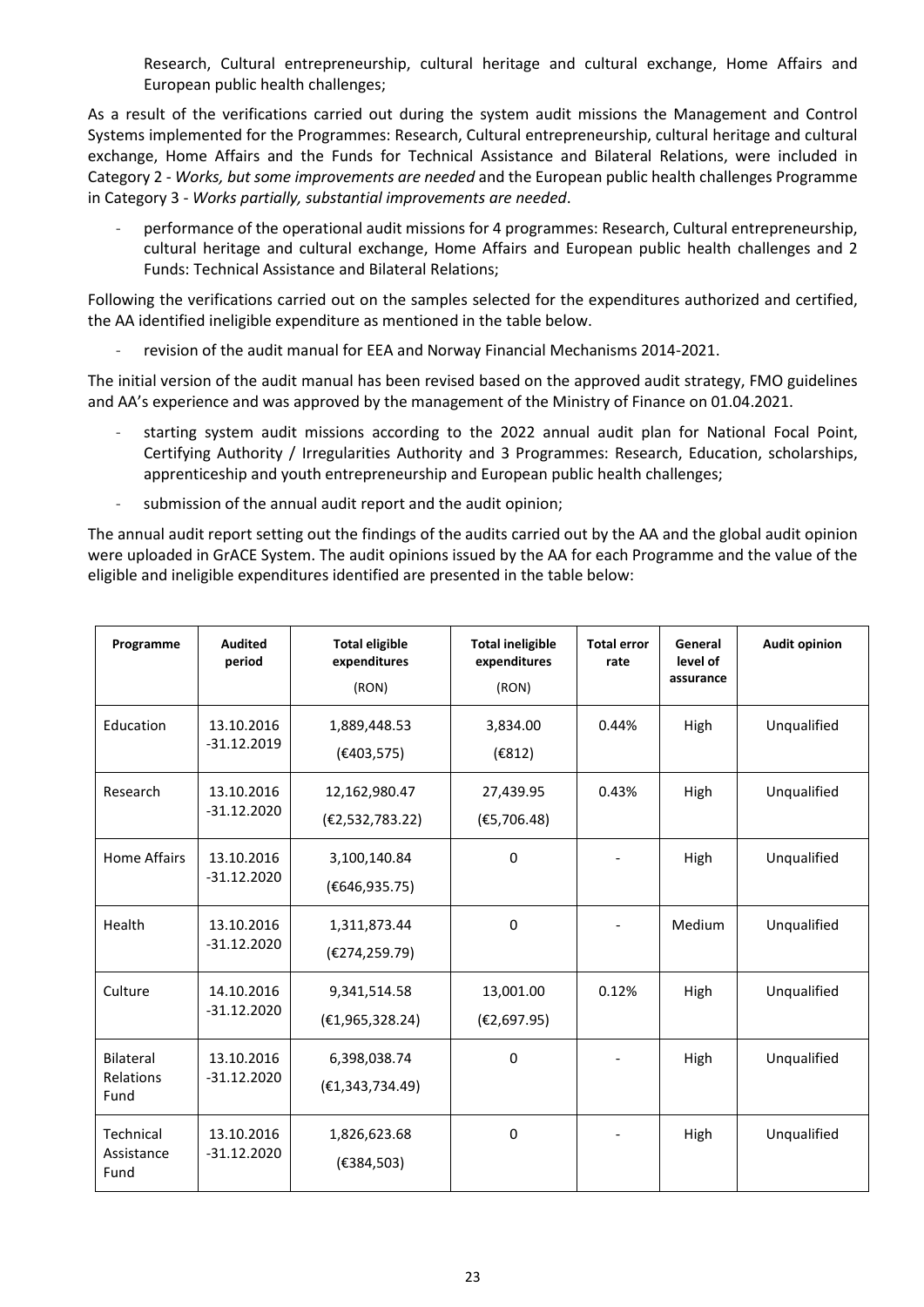Research, Cultural entrepreneurship, cultural heritage and cultural exchange, Home Affairs and European public health challenges;

As a result of the verifications carried out during the system audit missions the Management and Control Systems implemented for the Programmes: Research, Cultural entrepreneurship, cultural heritage and cultural exchange, Home Affairs and the Funds for Technical Assistance and Bilateral Relations, were included in Category 2 - *Works, but some improvements are needed* and the European public health challenges Programme in Category 3 - *Works partially, substantial improvements are needed*.

- performance of the operational audit missions for 4 programmes: Research, Cultural entrepreneurship, cultural heritage and cultural exchange, Home Affairs and European public health challenges and 2 Funds: Technical Assistance and Bilateral Relations;

Following the verifications carried out on the samples selected for the expenditures authorized and certified, the AA identified ineligible expenditure as mentioned in the table below.

- revision of the audit manual for EEA and Norway Financial Mechanisms 2014-2021.

The initial version of the audit manual has been revised based on the approved audit strategy, FMO guidelines and AA's experience and was approved by the management of the Ministry of Finance on 01.04.2021.

- starting system audit missions according to the 2022 annual audit plan for National Focal Point, Certifying Authority / Irregularities Authority and 3 Programmes: Research, Education, scholarships, apprenticeship and youth entrepreneurship and European public health challenges;
- submission of the annual audit report and the audit opinion;

The annual audit report setting out the findings of the audits carried out by the AA and the global audit opinion were uploaded in GrACE System. The audit opinions issued by the AA for each Programme and the value of the eligible and ineligible expenditures identified are presented in the table below:

| Programme | Audited period | Total eligible expenditures (RON) | Total ineligible expenditures (RON) | Total error rate | General level of assurance | Audit opinion |
|---|---|---|---|---|---|---|
| Education | 13.10.2016 -31.12.2019 | 1,889,448.53 (€403,575) | 3,834.00 (€812) | 0.44% | High | Unqualified |
| Research | 13.10.2016 -31.12.2020 | 12,162,980.47 (€2,532,783.22) | 27,439.95 (€5,706.48) | 0.43% | High | Unqualified |
| Home Affairs | 13.10.2016 -31.12.2020 | 3,100,140.84 (€646,935.75) | 0 | - | High | Unqualified |
| Health | 13.10.2016 -31.12.2020 | 1,311,873.44 (€274,259.79) | 0 | - | Medium | Unqualified |
| Culture | 14.10.2016 -31.12.2020 | 9,341,514.58 (€1,965,328.24) | 13,001.00 (€2,697.95) | 0.12% | High | Unqualified |
| Bilateral Relations Fund | 13.10.2016 -31.12.2020 | 6,398,038.74 (€1,343,734.49) | 0 | - | High | Unqualified |
| Technical Assistance Fund | 13.10.2016 -31.12.2020 | 1,826,623.68 (€384,503) | 0 | - | High | Unqualified |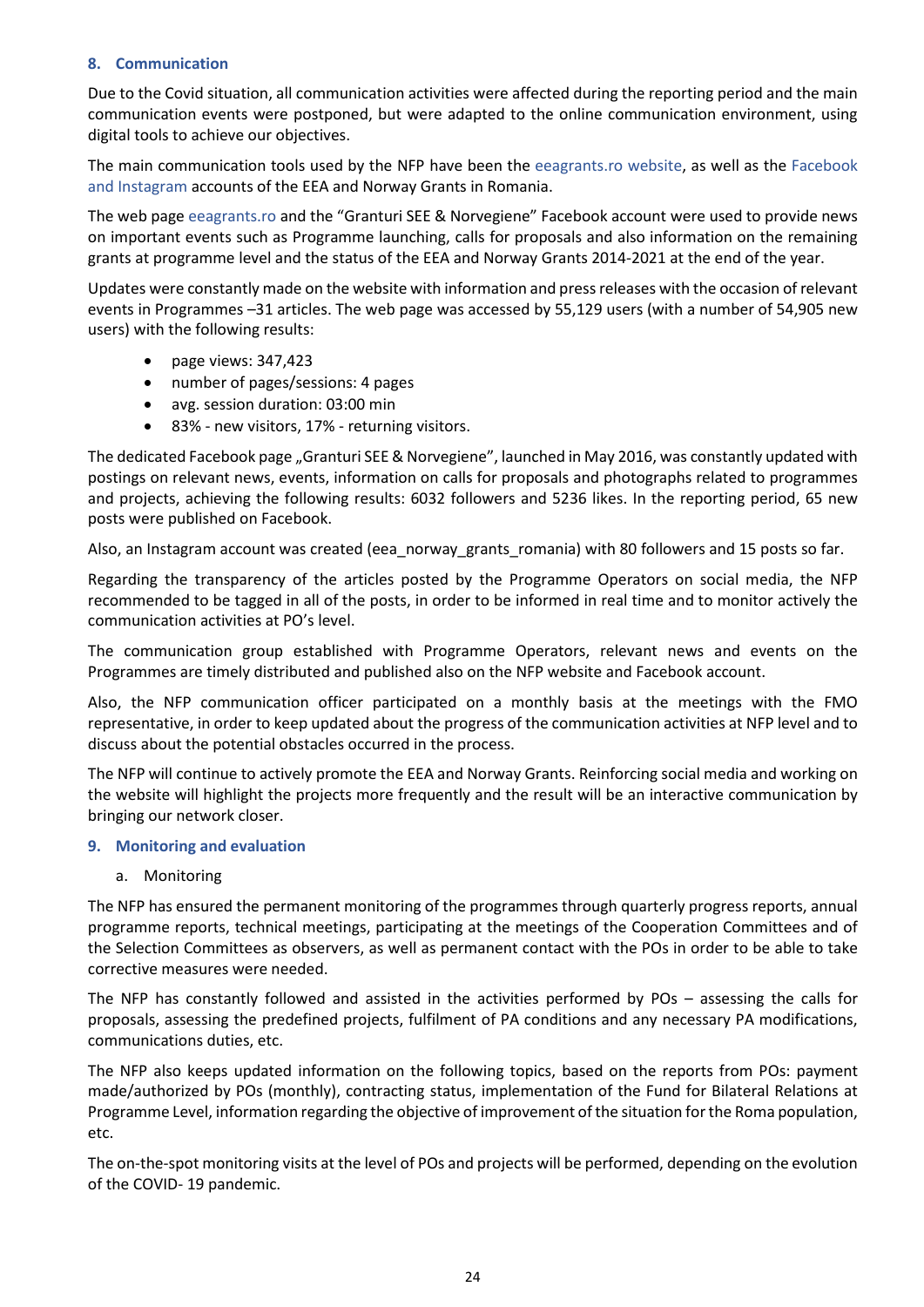## 8. Communication

Due to the Covid situation, all communication activities were affected during the reporting period and the main communication events were postponed, but were adapted to the online communication environment, using digital tools to achieve our objectives.

The main communication tools used by the NFP have been the eeagrants.ro website, as well as the Facebook and Instagram accounts of the EEA and Norway Grants in Romania.

The web page eeagrants.ro and the "Granturi SEE & Norvegiene" Facebook account were used to provide news on important events such as Programme launching, calls for proposals and also information on the remaining grants at programme level and the status of the EEA and Norway Grants 2014-2021 at the end of the year.

Updates were constantly made on the website with information and press releases with the occasion of relevant events in Programmes –31 articles. The web page was accessed by 55,129 users (with a number of 54,905 new users) with the following results:

- page views: 347,423
- number of pages/sessions: 4 pages
- avg. session duration: 03:00 min
- 83% - new visitors, 17% - returning visitors.

The dedicated Facebook page „Granturi SEE & Norvegiene", launched in May 2016, was constantly updated with postings on relevant news, events, information on calls for proposals and photographs related to programmes and projects, achieving the following results: 6032 followers and 5236 likes. In the reporting period, 65 new posts were published on Facebook.

Also, an Instagram account was created (eea_norway_grants_romania) with 80 followers and 15 posts so far.

Regarding the transparency of the articles posted by the Programme Operators on social media, the NFP recommended to be tagged in all of the posts, in order to be informed in real time and to monitor actively the communication activities at PO's level.

The communication group established with Programme Operators, relevant news and events on the Programmes are timely distributed and published also on the NFP website and Facebook account.

Also, the NFP communication officer participated on a monthly basis at the meetings with the FMO representative, in order to keep updated about the progress of the communication activities at NFP level and to discuss about the potential obstacles occurred in the process.

The NFP will continue to actively promote the EEA and Norway Grants. Reinforcing social media and working on the website will highlight the projects more frequently and the result will be an interactive communication by bringing our network closer.

## 9. Monitoring and evaluation

a. Monitoring

The NFP has ensured the permanent monitoring of the programmes through quarterly progress reports, annual programme reports, technical meetings, participating at the meetings of the Cooperation Committees and of the Selection Committees as observers, as well as permanent contact with the POs in order to be able to take corrective measures were needed.

The NFP has constantly followed and assisted in the activities performed by POs – assessing the calls for proposals, assessing the predefined projects, fulfilment of PA conditions and any necessary PA modifications, communications duties, etc.

The NFP also keeps updated information on the following topics, based on the reports from POs: payment made/authorized by POs (monthly), contracting status, implementation of the Fund for Bilateral Relations at Programme Level, information regarding the objective of improvement of the situation for the Roma population, etc.

The on-the-spot monitoring visits at the level of POs and projects will be performed, depending on the evolution of the COVID- 19 pandemic.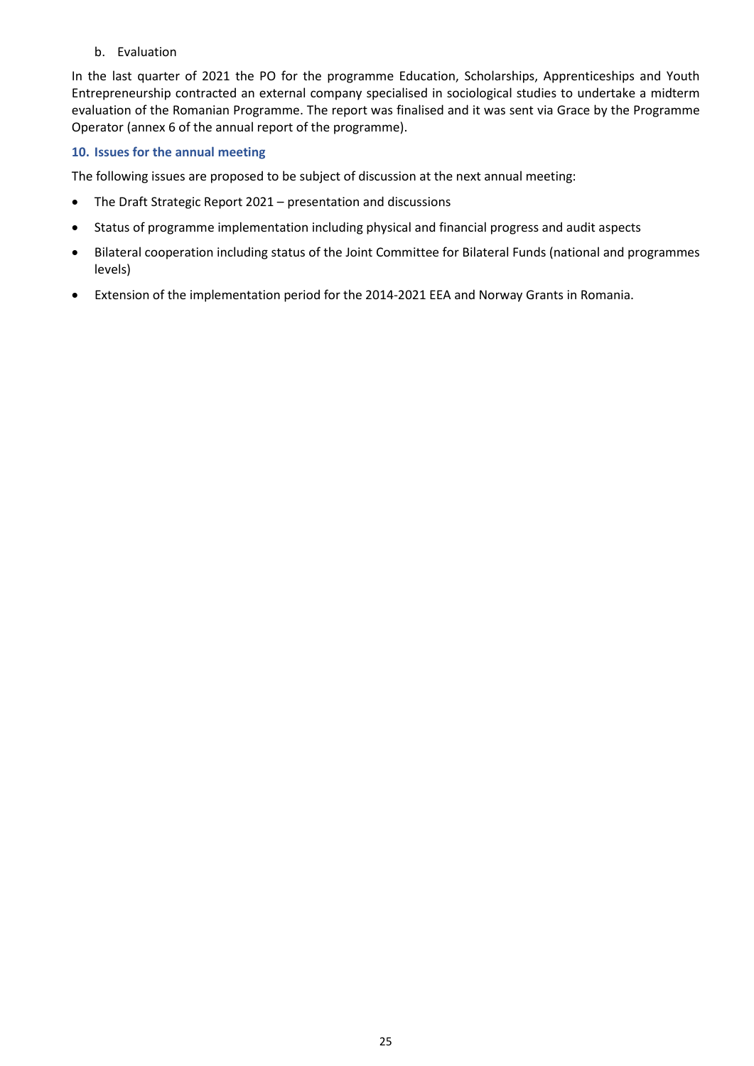b. Evaluation

In the last quarter of 2021 the PO for the programme Education, Scholarships, Apprenticeships and Youth Entrepreneurship contracted an external company specialised in sociological studies to undertake a midterm evaluation of the Romanian Programme. The report was finalised and it was sent via Grace by the Programme Operator (annex 6 of the annual report of the programme).

## 10. Issues for the annual meeting

The following issues are proposed to be subject of discussion at the next annual meeting:

- The Draft Strategic Report 2021 – presentation and discussions
- Status of programme implementation including physical and financial progress and audit aspects
- Bilateral cooperation including status of the Joint Committee for Bilateral Funds (national and programmes levels)
- Extension of the implementation period for the 2014-2021 EEA and Norway Grants in Romania.